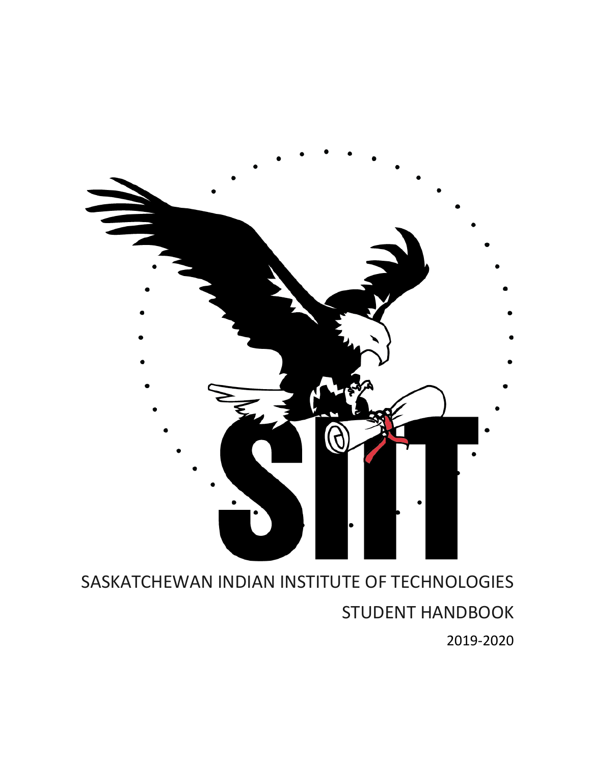# SASKATCHEWAN INDIAN INSTITUTE OF TECHNOLOGIES

## STUDENT HANDBOOK

2019-2020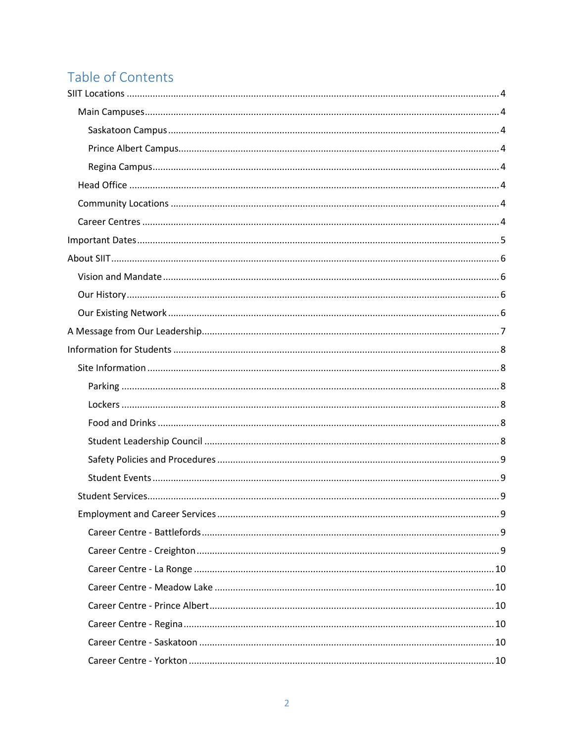# Table of Contents

- SIIT Locations ..... 4
  - Main Campuses ..... 4
    - Saskatoon Campus ..... 4
    - Prince Albert Campus ..... 4
    - Regina Campus ..... 4
  - Head Office ..... 4
  - Community Locations ..... 4
  - Career Centres ..... 4
- Important Dates ..... 5
- About SIIT ..... 6
  - Vision and Mandate ..... 6
  - Our History ..... 6
  - Our Existing Network ..... 6
- A Message from Our Leadership ..... 7
- Information for Students ..... 8
  - Site Information ..... 8
    - Parking ..... 8
    - Lockers ..... 8
    - Food and Drinks ..... 8
    - Student Leadership Council ..... 8
    - Safety Policies and Procedures ..... 9
    - Student Events ..... 9
  - Student Services ..... 9
  - Employment and Career Services ..... 9
    - Career Centre - Battlefords ..... 9
    - Career Centre - Creighton ..... 9
    - Career Centre - La Ronge ..... 10
    - Career Centre - Meadow Lake ..... 10
    - Career Centre - Prince Albert ..... 10
    - Career Centre - Regina ..... 10
    - Career Centre - Saskatoon ..... 10
    - Career Centre - Yorkton ..... 10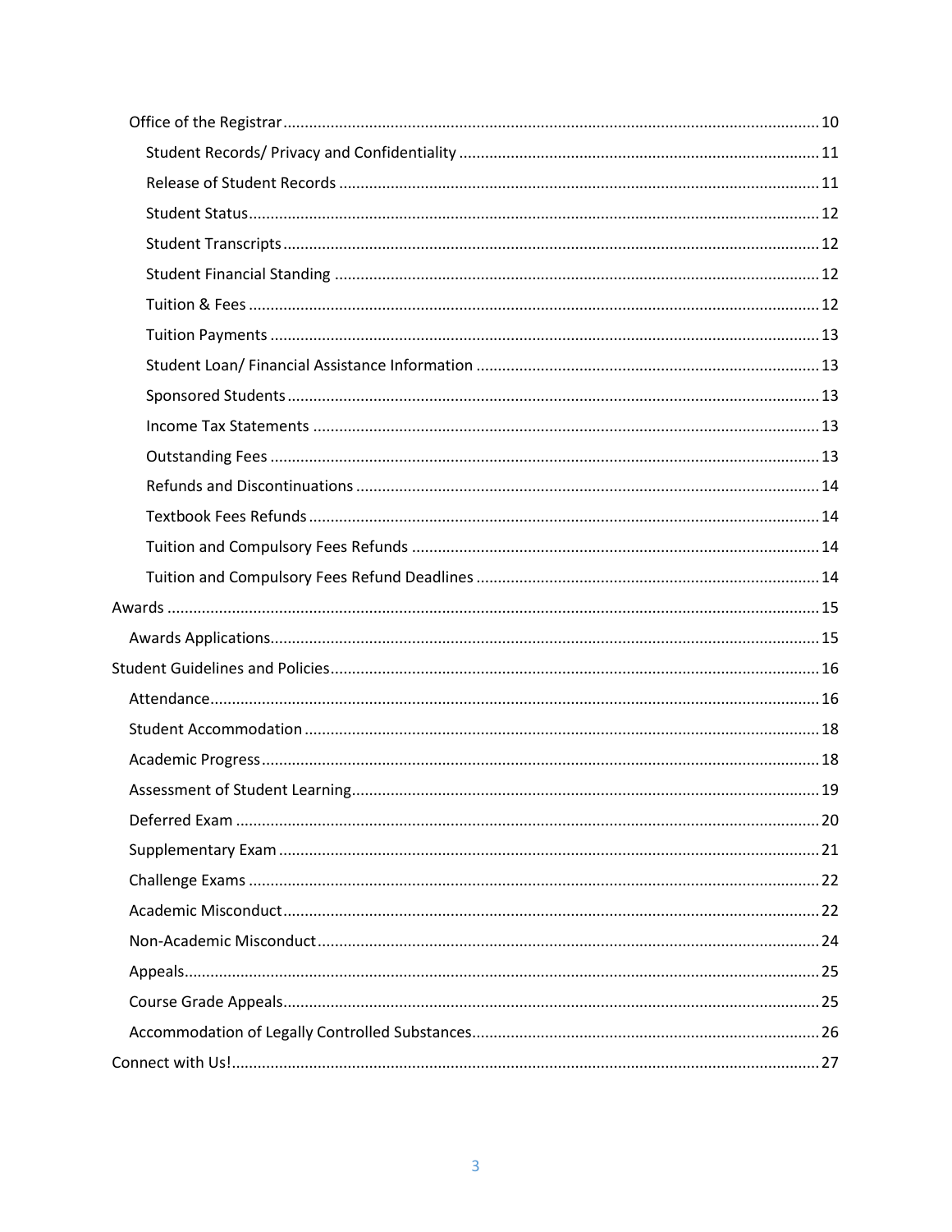- Office of the Registrar ............................................................ 10
  - Student Records/ Privacy and Confidentiality ............................................................ 11
  - Release of Student Records ............................................................ 11
  - Student Status ............................................................ 12
  - Student Transcripts ............................................................ 12
  - Student Financial Standing ............................................................ 12
  - Tuition & Fees ............................................................ 12
  - Tuition Payments ............................................................ 13
  - Student Loan/ Financial Assistance Information ............................................................ 13
  - Sponsored Students ............................................................ 13
  - Income Tax Statements ............................................................ 13
  - Outstanding Fees ............................................................ 13
  - Refunds and Discontinuations ............................................................ 14
  - Textbook Fees Refunds ............................................................ 14
  - Tuition and Compulsory Fees Refunds ............................................................ 14
  - Tuition and Compulsory Fees Refund Deadlines ............................................................ 14

Awards ............................................................ 15

- Awards Applications ............................................................ 15

Student Guidelines and Policies ............................................................ 16

- Attendance ............................................................ 16
- Student Accommodation ............................................................ 18
- Academic Progress ............................................................ 18
- Assessment of Student Learning ............................................................ 19
- Deferred Exam ............................................................ 20
- Supplementary Exam ............................................................ 21
- Challenge Exams ............................................................ 22
- Academic Misconduct ............................................................ 22
- Non-Academic Misconduct ............................................................ 24
- Appeals ............................................................ 25
- Course Grade Appeals ............................................................ 25
- Accommodation of Legally Controlled Substances ............................................................ 26

Connect with Us! ............................................................ 27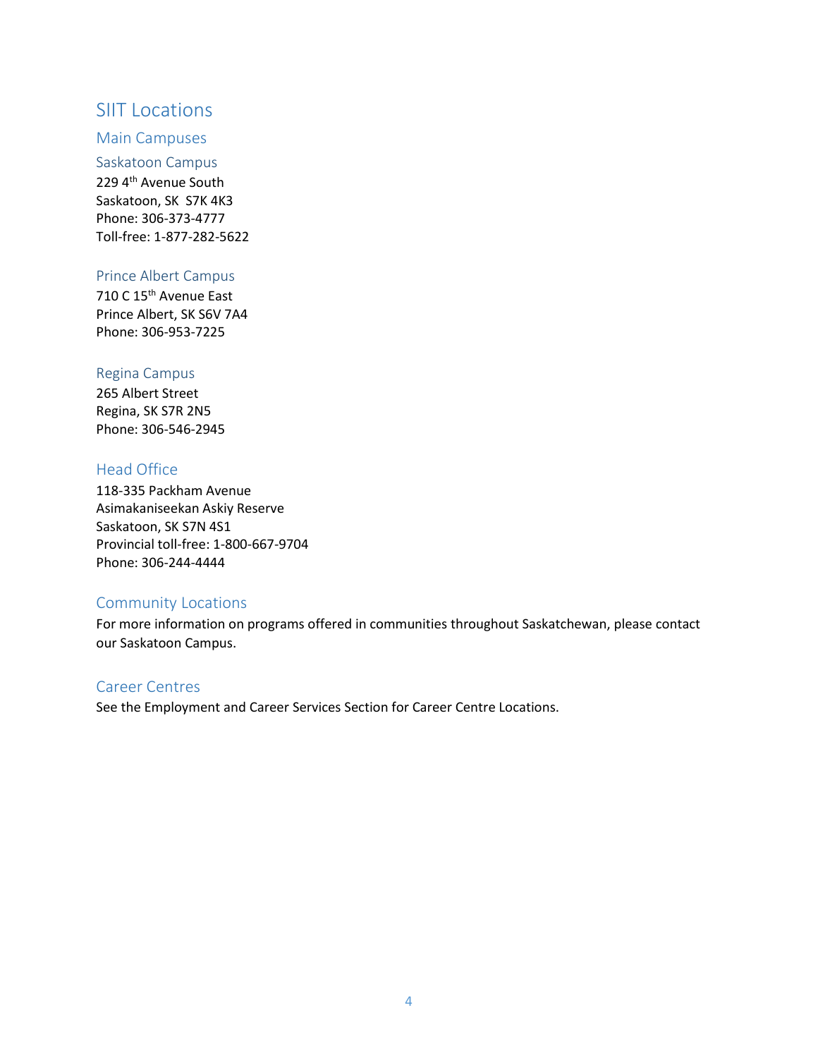# SIIT Locations

## Main Campuses

### Saskatoon Campus

229 4th Avenue South
Saskatoon, SK  S7K 4K3
Phone: 306-373-4777
Toll-free: 1-877-282-5622

### Prince Albert Campus

710 C 15th Avenue East
Prince Albert, SK S6V 7A4
Phone: 306-953-7225

### Regina Campus

265 Albert Street
Regina, SK S7R 2N5
Phone: 306-546-2945

## Head Office

118-335 Packham Avenue
Asimakaniseekan Askiy Reserve
Saskatoon, SK S7N 4S1
Provincial toll-free: 1-800-667-9704
Phone: 306-244-4444

## Community Locations

For more information on programs offered in communities throughout Saskatchewan, please contact our Saskatoon Campus.

## Career Centres

See the Employment and Career Services Section for Career Centre Locations.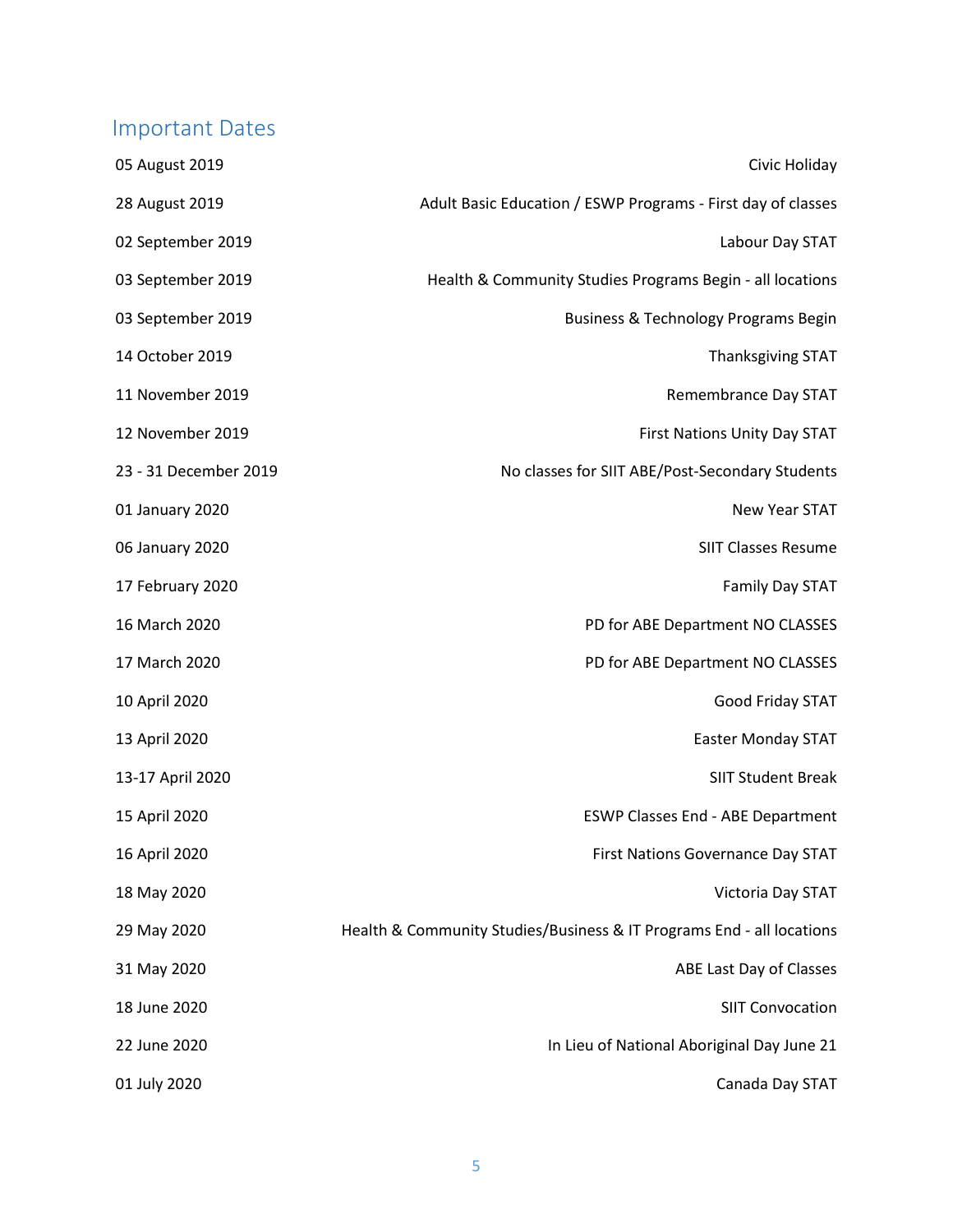## Important Dates

| | |
|---|---|
| 05 August 2019 | Civic Holiday |
| 28 August 2019 | Adult Basic Education / ESWP Programs - First day of classes |
| 02 September 2019 | Labour Day STAT |
| 03 September 2019 | Health & Community Studies Programs Begin - all locations |
| 03 September 2019 | Business & Technology Programs Begin |
| 14 October 2019 | Thanksgiving STAT |
| 11 November 2019 | Remembrance Day STAT |
| 12 November 2019 | First Nations Unity Day STAT |
| 23 - 31 December 2019 | No classes for SIIT ABE/Post-Secondary Students |
| 01 January 2020 | New Year STAT |
| 06 January 2020 | SIIT Classes Resume |
| 17 February 2020 | Family Day STAT |
| 16 March 2020 | PD for ABE Department NO CLASSES |
| 17 March 2020 | PD for ABE Department NO CLASSES |
| 10 April 2020 | Good Friday STAT |
| 13 April 2020 | Easter Monday STAT |
| 13-17 April 2020 | SIIT Student Break |
| 15 April 2020 | ESWP Classes End - ABE Department |
| 16 April 2020 | First Nations Governance Day STAT |
| 18 May 2020 | Victoria Day STAT |
| 29 May 2020 | Health & Community Studies/Business & IT Programs End - all locations |
| 31 May 2020 | ABE Last Day of Classes |
| 18 June 2020 | SIIT Convocation |
| 22 June 2020 | In Lieu of National Aboriginal Day June 21 |
| 01 July 2020 | Canada Day STAT |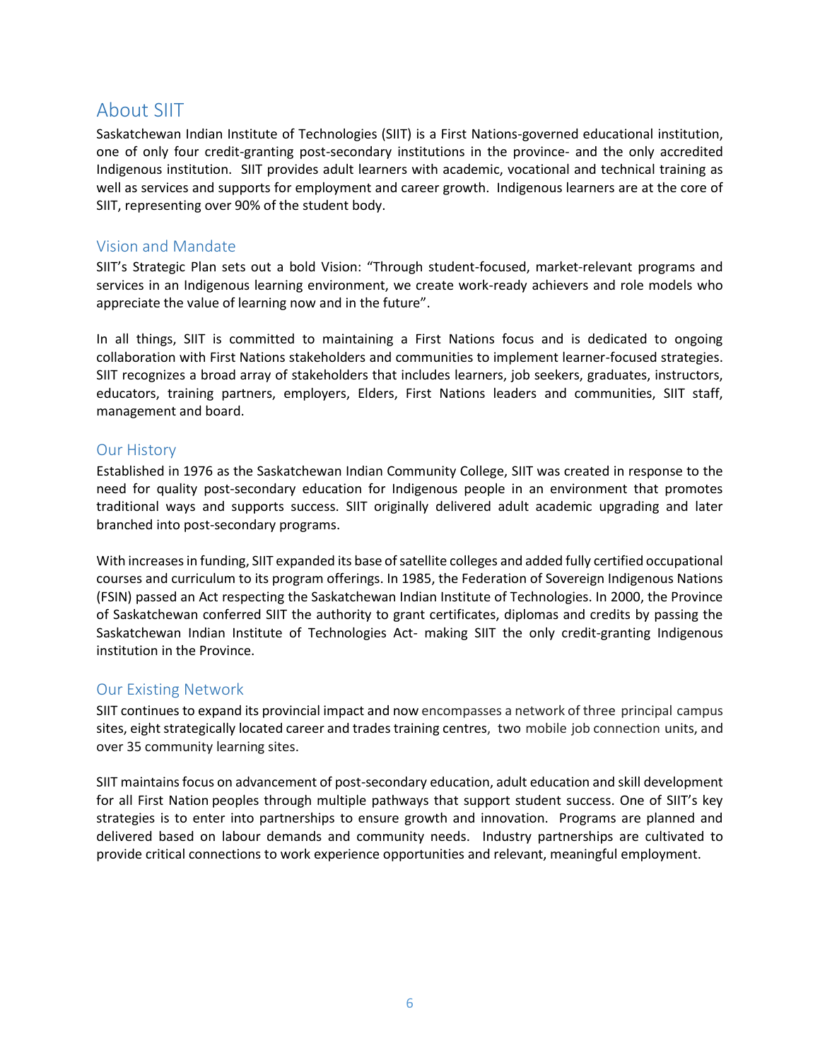# About SIIT

Saskatchewan Indian Institute of Technologies (SIIT) is a First Nations-governed educational institution, one of only four credit-granting post-secondary institutions in the province- and the only accredited Indigenous institution. SIIT provides adult learners with academic, vocational and technical training as well as services and supports for employment and career growth. Indigenous learners are at the core of SIIT, representing over 90% of the student body.

## Vision and Mandate

SIIT's Strategic Plan sets out a bold Vision: "Through student-focused, market-relevant programs and services in an Indigenous learning environment, we create work-ready achievers and role models who appreciate the value of learning now and in the future".

In all things, SIIT is committed to maintaining a First Nations focus and is dedicated to ongoing collaboration with First Nations stakeholders and communities to implement learner-focused strategies. SIIT recognizes a broad array of stakeholders that includes learners, job seekers, graduates, instructors, educators, training partners, employers, Elders, First Nations leaders and communities, SIIT staff, management and board.

## Our History

Established in 1976 as the Saskatchewan Indian Community College, SIIT was created in response to the need for quality post-secondary education for Indigenous people in an environment that promotes traditional ways and supports success. SIIT originally delivered adult academic upgrading and later branched into post-secondary programs.

With increases in funding, SIIT expanded its base of satellite colleges and added fully certified occupational courses and curriculum to its program offerings. In 1985, the Federation of Sovereign Indigenous Nations (FSIN) passed an Act respecting the Saskatchewan Indian Institute of Technologies. In 2000, the Province of Saskatchewan conferred SIIT the authority to grant certificates, diplomas and credits by passing the Saskatchewan Indian Institute of Technologies Act- making SIIT the only credit-granting Indigenous institution in the Province.

## Our Existing Network

SIIT continues to expand its provincial impact and now encompasses a network of three principal campus sites, eight strategically located career and trades training centres, two mobile job connection units, and over 35 community learning sites.

SIIT maintains focus on advancement of post-secondary education, adult education and skill development for all First Nation peoples through multiple pathways that support student success. One of SIIT's key strategies is to enter into partnerships to ensure growth and innovation. Programs are planned and delivered based on labour demands and community needs. Industry partnerships are cultivated to provide critical connections to work experience opportunities and relevant, meaningful employment.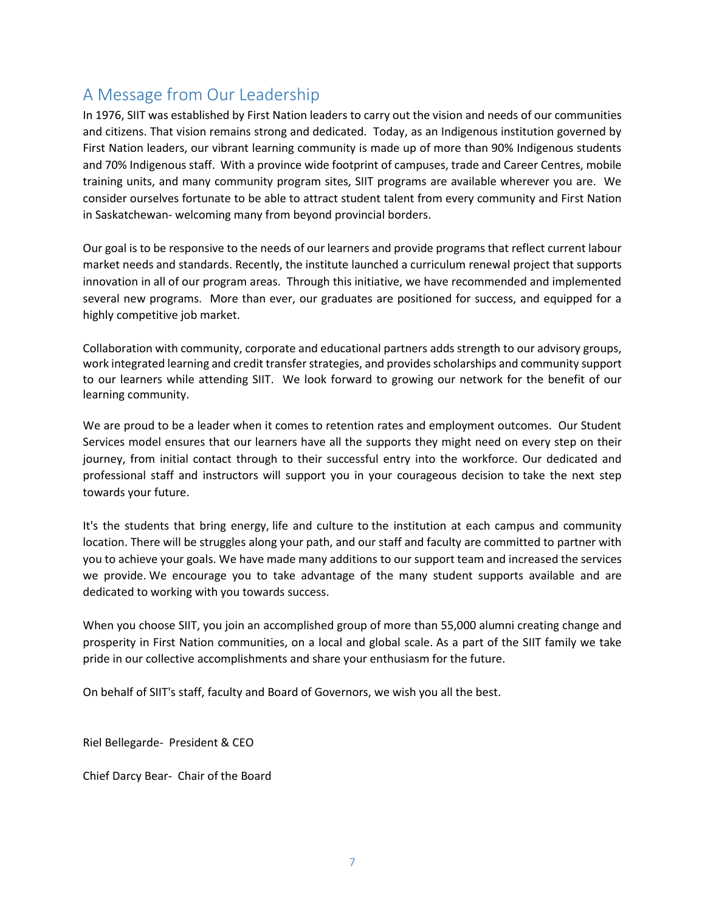## A Message from Our Leadership

In 1976, SIIT was established by First Nation leaders to carry out the vision and needs of our communities and citizens. That vision remains strong and dedicated. Today, as an Indigenous institution governed by First Nation leaders, our vibrant learning community is made up of more than 90% Indigenous students and 70% Indigenous staff. With a province wide footprint of campuses, trade and Career Centres, mobile training units, and many community program sites, SIIT programs are available wherever you are. We consider ourselves fortunate to be able to attract student talent from every community and First Nation in Saskatchewan- welcoming many from beyond provincial borders.

Our goal is to be responsive to the needs of our learners and provide programs that reflect current labour market needs and standards. Recently, the institute launched a curriculum renewal project that supports innovation in all of our program areas. Through this initiative, we have recommended and implemented several new programs. More than ever, our graduates are positioned for success, and equipped for a highly competitive job market.

Collaboration with community, corporate and educational partners adds strength to our advisory groups, work integrated learning and credit transfer strategies, and provides scholarships and community support to our learners while attending SIIT. We look forward to growing our network for the benefit of our learning community.

We are proud to be a leader when it comes to retention rates and employment outcomes. Our Student Services model ensures that our learners have all the supports they might need on every step on their journey, from initial contact through to their successful entry into the workforce. Our dedicated and professional staff and instructors will support you in your courageous decision to take the next step towards your future.

It's the students that bring energy, life and culture to the institution at each campus and community location. There will be struggles along your path, and our staff and faculty are committed to partner with you to achieve your goals. We have made many additions to our support team and increased the services we provide. We encourage you to take advantage of the many student supports available and are dedicated to working with you towards success.

When you choose SIIT, you join an accomplished group of more than 55,000 alumni creating change and prosperity in First Nation communities, on a local and global scale. As a part of the SIIT family we take pride in our collective accomplishments and share your enthusiasm for the future.

On behalf of SIIT's staff, faculty and Board of Governors, we wish you all the best.

Riel Bellegarde- President & CEO

Chief Darcy Bear- Chair of the Board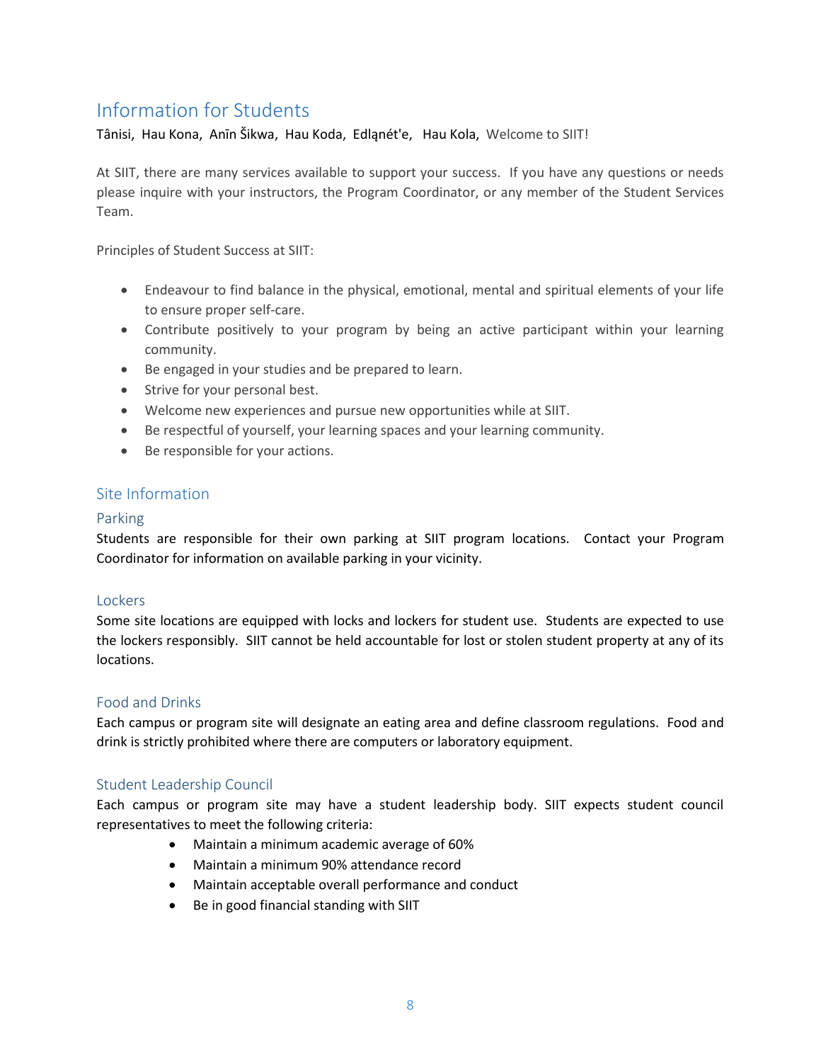# Information for Students

Tânisi, Hau Kona, Anīn Šikwa, Hau Koda, Edląnét'e, Hau Kola, Welcome to SIIT!

At SIIT, there are many services available to support your success. If you have any questions or needs please inquire with your instructors, the Program Coordinator, or any member of the Student Services Team.

Principles of Student Success at SIIT:

- Endeavour to find balance in the physical, emotional, mental and spiritual elements of your life to ensure proper self-care.
- Contribute positively to your program by being an active participant within your learning community.
- Be engaged in your studies and be prepared to learn.
- Strive for your personal best.
- Welcome new experiences and pursue new opportunities while at SIIT.
- Be respectful of yourself, your learning spaces and your learning community.
- Be responsible for your actions.

## Site Information

### Parking

Students are responsible for their own parking at SIIT program locations. Contact your Program Coordinator for information on available parking in your vicinity.

### Lockers

Some site locations are equipped with locks and lockers for student use. Students are expected to use the lockers responsibly. SIIT cannot be held accountable for lost or stolen student property at any of its locations.

### Food and Drinks

Each campus or program site will designate an eating area and define classroom regulations. Food and drink is strictly prohibited where there are computers or laboratory equipment.

### Student Leadership Council

Each campus or program site may have a student leadership body. SIIT expects student council representatives to meet the following criteria:

- Maintain a minimum academic average of 60%
- Maintain a minimum 90% attendance record
- Maintain acceptable overall performance and conduct
- Be in good financial standing with SIIT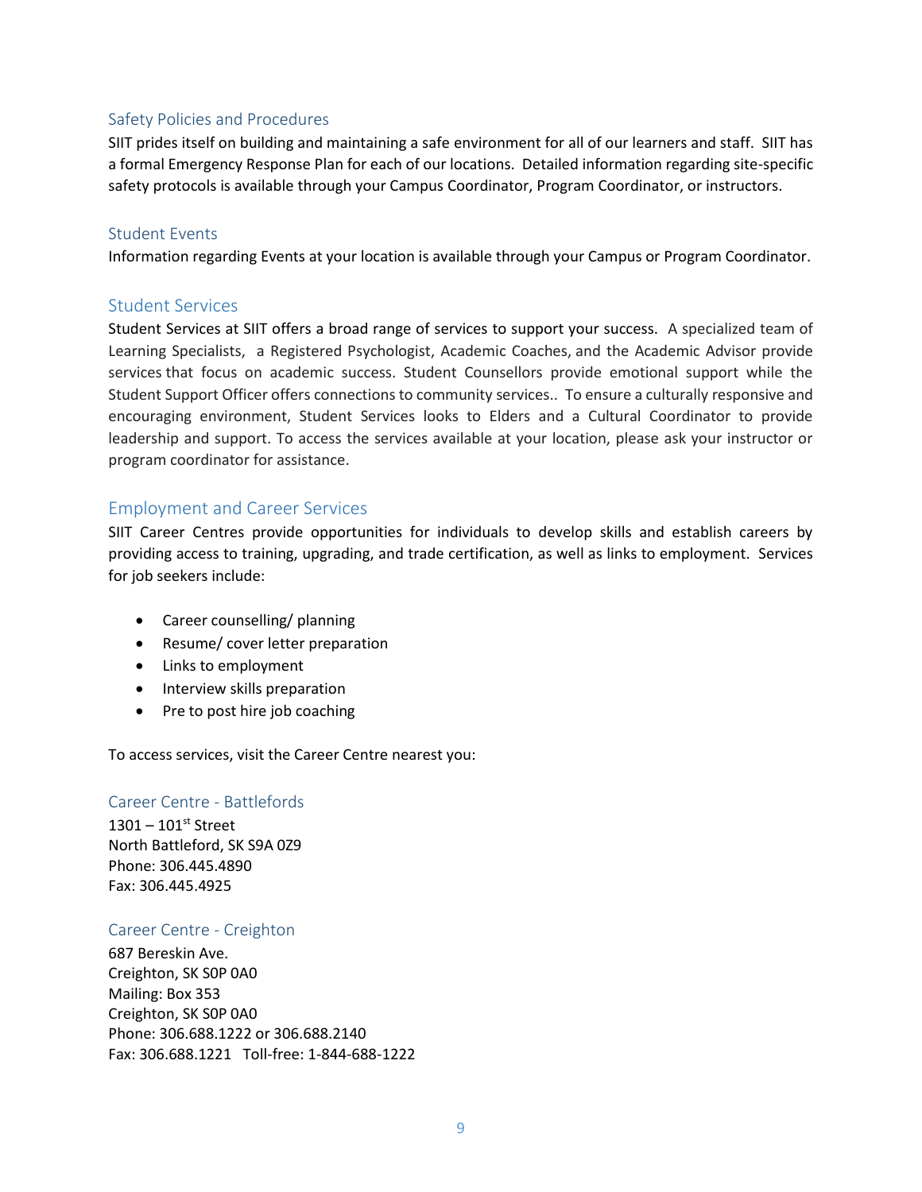## Safety Policies and Procedures

SIIT prides itself on building and maintaining a safe environment for all of our learners and staff. SIIT has a formal Emergency Response Plan for each of our locations. Detailed information regarding site-specific safety protocols is available through your Campus Coordinator, Program Coordinator, or instructors.

## Student Events

Information regarding Events at your location is available through your Campus or Program Coordinator.

## Student Services

Student Services at SIIT offers a broad range of services to support your success. A specialized team of Learning Specialists, a Registered Psychologist, Academic Coaches, and the Academic Advisor provide services that focus on academic success. Student Counsellors provide emotional support while the Student Support Officer offers connections to community services.. To ensure a culturally responsive and encouraging environment, Student Services looks to Elders and a Cultural Coordinator to provide leadership and support. To access the services available at your location, please ask your instructor or program coordinator for assistance.

## Employment and Career Services

SIIT Career Centres provide opportunities for individuals to develop skills and establish careers by providing access to training, upgrading, and trade certification, as well as links to employment. Services for job seekers include:

- Career counselling/ planning
- Resume/ cover letter preparation
- Links to employment
- Interview skills preparation
- Pre to post hire job coaching

To access services, visit the Career Centre nearest you:

### Career Centre - Battlefords

1301 – 101st Street
North Battleford, SK S9A 0Z9
Phone: 306.445.4890
Fax: 306.445.4925

### Career Centre - Creighton

687 Bereskin Ave.
Creighton, SK S0P 0A0
Mailing: Box 353
Creighton, SK S0P 0A0
Phone: 306.688.1222 or 306.688.2140
Fax: 306.688.1221 Toll-free: 1-844-688-1222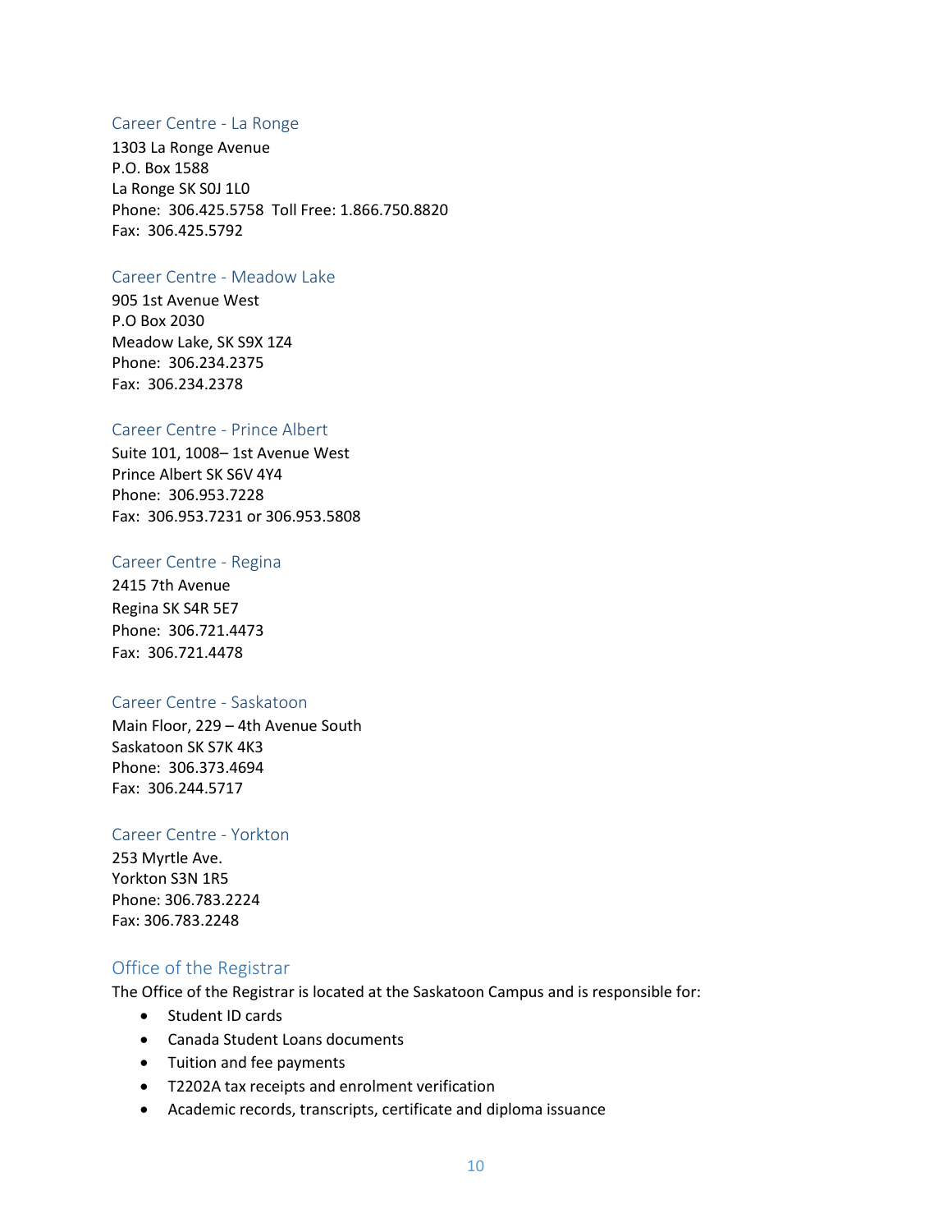### Career Centre - La Ronge

1303 La Ronge Avenue
P.O. Box 1588
La Ronge SK S0J 1L0
Phone: 306.425.5758 Toll Free: 1.866.750.8820
Fax: 306.425.5792

### Career Centre - Meadow Lake

905 1st Avenue West
P.O Box 2030
Meadow Lake, SK S9X 1Z4
Phone: 306.234.2375
Fax: 306.234.2378

### Career Centre - Prince Albert

Suite 101, 1008– 1st Avenue West
Prince Albert SK S6V 4Y4
Phone: 306.953.7228
Fax: 306.953.7231 or 306.953.5808

### Career Centre - Regina

2415 7th Avenue
Regina SK S4R 5E7
Phone: 306.721.4473
Fax: 306.721.4478

### Career Centre - Saskatoon

Main Floor, 229 – 4th Avenue South
Saskatoon SK S7K 4K3
Phone: 306.373.4694
Fax: 306.244.5717

### Career Centre - Yorkton

253 Myrtle Ave.
Yorkton S3N 1R5
Phone: 306.783.2224
Fax: 306.783.2248

## Office of the Registrar

The Office of the Registrar is located at the Saskatoon Campus and is responsible for:

- Student ID cards
- Canada Student Loans documents
- Tuition and fee payments
- T2202A tax receipts and enrolment verification
- Academic records, transcripts, certificate and diploma issuance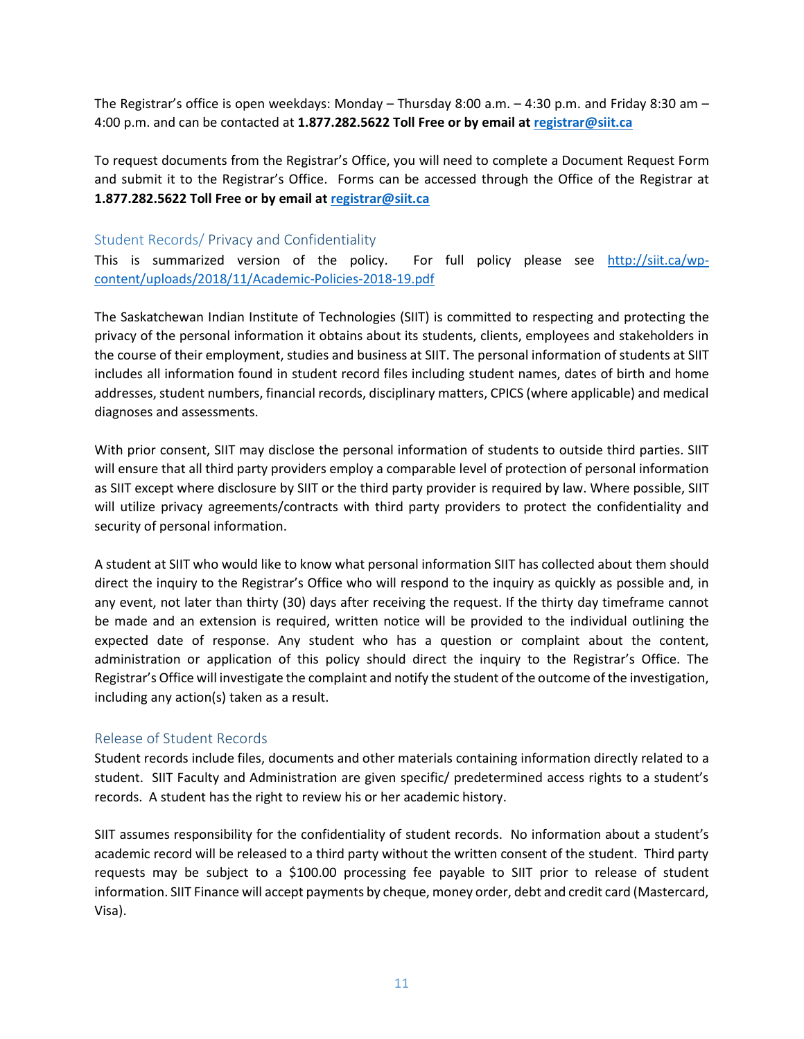The Registrar's office is open weekdays: Monday – Thursday 8:00 a.m. – 4:30 p.m. and Friday 8:30 am – 4:00 p.m. and can be contacted at **1.877.282.5622 Toll Free or by email at registrar@siit.ca**

To request documents from the Registrar's Office, you will need to complete a Document Request Form and submit it to the Registrar's Office. Forms can be accessed through the Office of the Registrar at **1.877.282.5622 Toll Free or by email at registrar@siit.ca**

## Student Records/ Privacy and Confidentiality

This is summarized version of the policy. For full policy please see http://siit.ca/wp-content/uploads/2018/11/Academic-Policies-2018-19.pdf

The Saskatchewan Indian Institute of Technologies (SIIT) is committed to respecting and protecting the privacy of the personal information it obtains about its students, clients, employees and stakeholders in the course of their employment, studies and business at SIIT. The personal information of students at SIIT includes all information found in student record files including student names, dates of birth and home addresses, student numbers, financial records, disciplinary matters, CPICS (where applicable) and medical diagnoses and assessments.

With prior consent, SIIT may disclose the personal information of students to outside third parties. SIIT will ensure that all third party providers employ a comparable level of protection of personal information as SIIT except where disclosure by SIIT or the third party provider is required by law. Where possible, SIIT will utilize privacy agreements/contracts with third party providers to protect the confidentiality and security of personal information.

A student at SIIT who would like to know what personal information SIIT has collected about them should direct the inquiry to the Registrar's Office who will respond to the inquiry as quickly as possible and, in any event, not later than thirty (30) days after receiving the request. If the thirty day timeframe cannot be made and an extension is required, written notice will be provided to the individual outlining the expected date of response. Any student who has a question or complaint about the content, administration or application of this policy should direct the inquiry to the Registrar's Office. The Registrar's Office will investigate the complaint and notify the student of the outcome of the investigation, including any action(s) taken as a result.

## Release of Student Records

Student records include files, documents and other materials containing information directly related to a student. SIIT Faculty and Administration are given specific/ predetermined access rights to a student's records. A student has the right to review his or her academic history.

SIIT assumes responsibility for the confidentiality of student records. No information about a student's academic record will be released to a third party without the written consent of the student. Third party requests may be subject to a $100.00 processing fee payable to SIIT prior to release of student information. SIIT Finance will accept payments by cheque, money order, debt and credit card (Mastercard, Visa).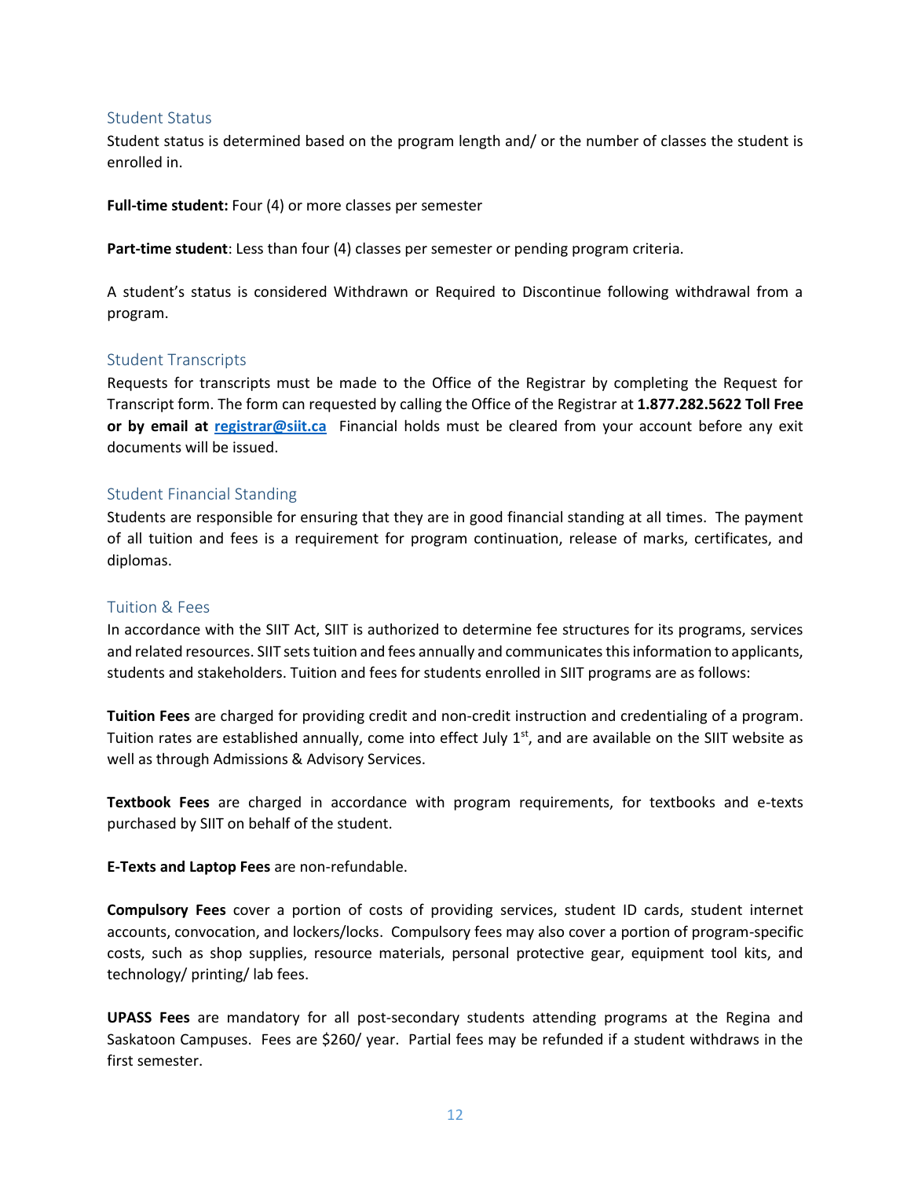## Student Status

Student status is determined based on the program length and/ or the number of classes the student is enrolled in.

**Full-time student:** Four (4) or more classes per semester

**Part-time student**: Less than four (4) classes per semester or pending program criteria.

A student's status is considered Withdrawn or Required to Discontinue following withdrawal from a program.

## Student Transcripts

Requests for transcripts must be made to the Office of the Registrar by completing the Request for Transcript form. The form can requested by calling the Office of the Registrar at **1.877.282.5622 Toll Free or by email at [registrar@siit.ca](mailto:registrar@siit.ca)** Financial holds must be cleared from your account before any exit documents will be issued.

## Student Financial Standing

Students are responsible for ensuring that they are in good financial standing at all times. The payment of all tuition and fees is a requirement for program continuation, release of marks, certificates, and diplomas.

## Tuition & Fees

In accordance with the SIIT Act, SIIT is authorized to determine fee structures for its programs, services and related resources. SIIT sets tuition and fees annually and communicates this information to applicants, students and stakeholders. Tuition and fees for students enrolled in SIIT programs are as follows:

**Tuition Fees** are charged for providing credit and non-credit instruction and credentialing of a program. Tuition rates are established annually, come into effect July 1st, and are available on the SIIT website as well as through Admissions & Advisory Services.

**Textbook Fees** are charged in accordance with program requirements, for textbooks and e-texts purchased by SIIT on behalf of the student.

**E-Texts and Laptop Fees** are non-refundable.

**Compulsory Fees** cover a portion of costs of providing services, student ID cards, student internet accounts, convocation, and lockers/locks. Compulsory fees may also cover a portion of program-specific costs, such as shop supplies, resource materials, personal protective gear, equipment tool kits, and technology/ printing/ lab fees.

**UPASS Fees** are mandatory for all post-secondary students attending programs at the Regina and Saskatoon Campuses. Fees are $260/ year. Partial fees may be refunded if a student withdraws in the first semester.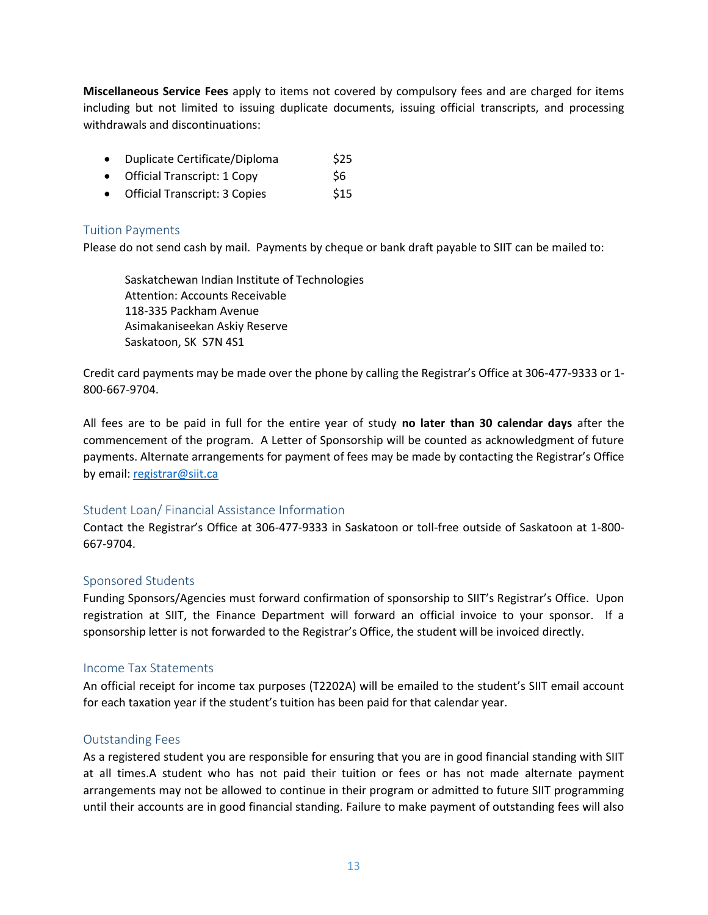**Miscellaneous Service Fees** apply to items not covered by compulsory fees and are charged for items including but not limited to issuing duplicate documents, issuing official transcripts, and processing withdrawals and discontinuations:

- Duplicate Certificate/Diploma $25
- Official Transcript: 1 Copy $6
- Official Transcript: 3 Copies $15

## Tuition Payments

Please do not send cash by mail. Payments by cheque or bank draft payable to SIIT can be mailed to:

Saskatchewan Indian Institute of Technologies
Attention: Accounts Receivable
118-335 Packham Avenue
Asimakaniseekan Askiy Reserve
Saskatoon, SK S7N 4S1

Credit card payments may be made over the phone by calling the Registrar's Office at 306-477-9333 or 1-800-667-9704.

All fees are to be paid in full for the entire year of study **no later than 30 calendar days** after the commencement of the program. A Letter of Sponsorship will be counted as acknowledgment of future payments. Alternate arrangements for payment of fees may be made by contacting the Registrar's Office by email: registrar@siit.ca

## Student Loan/ Financial Assistance Information

Contact the Registrar's Office at 306-477-9333 in Saskatoon or toll-free outside of Saskatoon at 1-800-667-9704.

## Sponsored Students

Funding Sponsors/Agencies must forward confirmation of sponsorship to SIIT's Registrar's Office. Upon registration at SIIT, the Finance Department will forward an official invoice to your sponsor. If a sponsorship letter is not forwarded to the Registrar's Office, the student will be invoiced directly.

## Income Tax Statements

An official receipt for income tax purposes (T2202A) will be emailed to the student's SIIT email account for each taxation year if the student's tuition has been paid for that calendar year.

## Outstanding Fees

As a registered student you are responsible for ensuring that you are in good financial standing with SIIT at all times.A student who has not paid their tuition or fees or has not made alternate payment arrangements may not be allowed to continue in their program or admitted to future SIIT programming until their accounts are in good financial standing. Failure to make payment of outstanding fees will also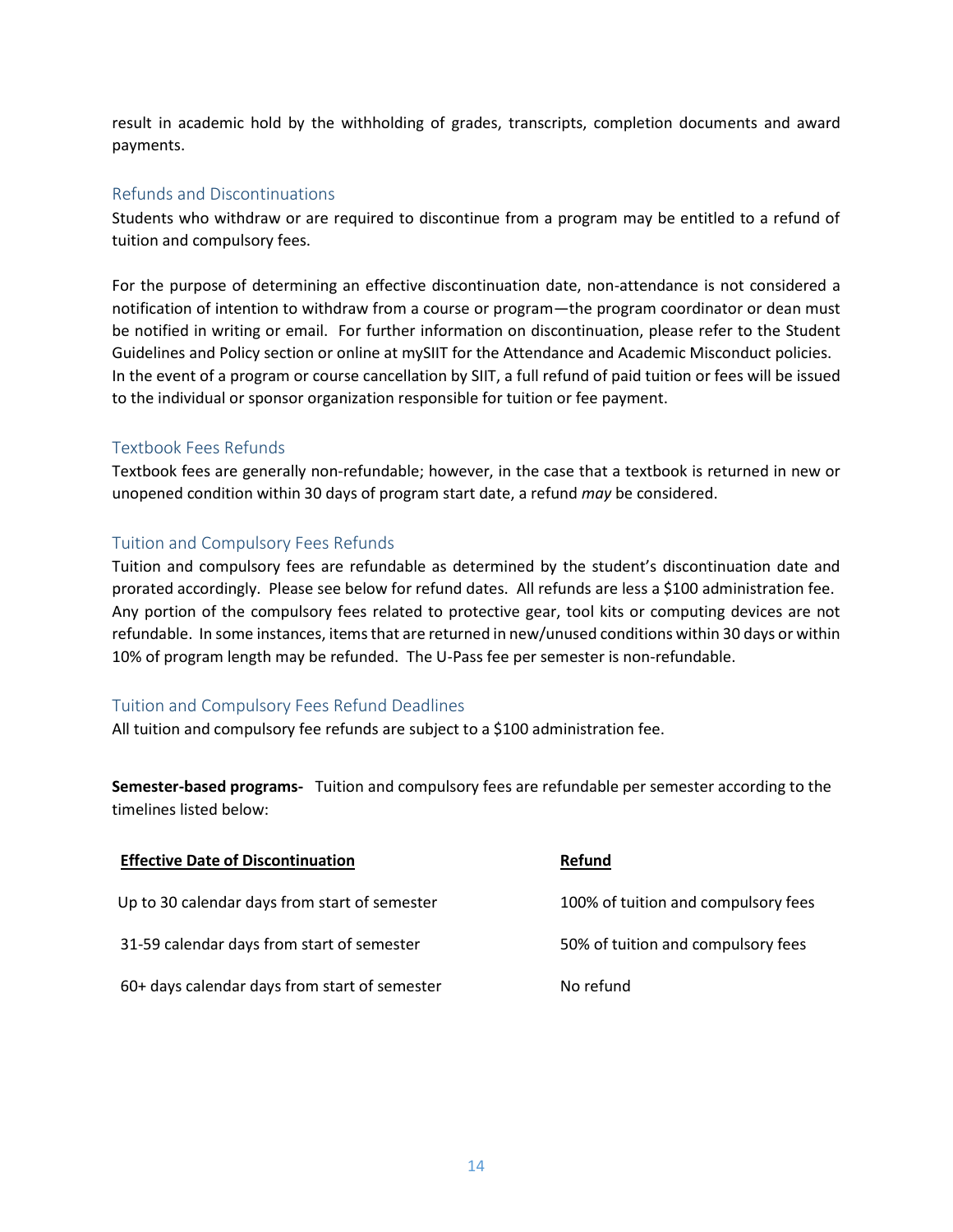result in academic hold by the withholding of grades, transcripts, completion documents and award payments.

## Refunds and Discontinuations

Students who withdraw or are required to discontinue from a program may be entitled to a refund of tuition and compulsory fees.

For the purpose of determining an effective discontinuation date, non-attendance is not considered a notification of intention to withdraw from a course or program—the program coordinator or dean must be notified in writing or email. For further information on discontinuation, please refer to the Student Guidelines and Policy section or online at mySIIT for the Attendance and Academic Misconduct policies. In the event of a program or course cancellation by SIIT, a full refund of paid tuition or fees will be issued to the individual or sponsor organization responsible for tuition or fee payment.

## Textbook Fees Refunds

Textbook fees are generally non-refundable; however, in the case that a textbook is returned in new or unopened condition within 30 days of program start date, a refund *may* be considered.

## Tuition and Compulsory Fees Refunds

Tuition and compulsory fees are refundable as determined by the student's discontinuation date and prorated accordingly. Please see below for refund dates. All refunds are less a $100 administration fee. Any portion of the compulsory fees related to protective gear, tool kits or computing devices are not refundable. In some instances, items that are returned in new/unused conditions within 30 days or within 10% of program length may be refunded. The U-Pass fee per semester is non-refundable.

## Tuition and Compulsory Fees Refund Deadlines

All tuition and compulsory fee refunds are subject to a $100 administration fee.

**Semester-based programs-** Tuition and compulsory fees are refundable per semester according to the timelines listed below:

| Effective Date of Discontinuation | Refund |
|---|---|
| Up to 30 calendar days from start of semester | 100% of tuition and compulsory fees |
| 31-59 calendar days from start of semester | 50% of tuition and compulsory fees |
| 60+ days calendar days from start of semester | No refund |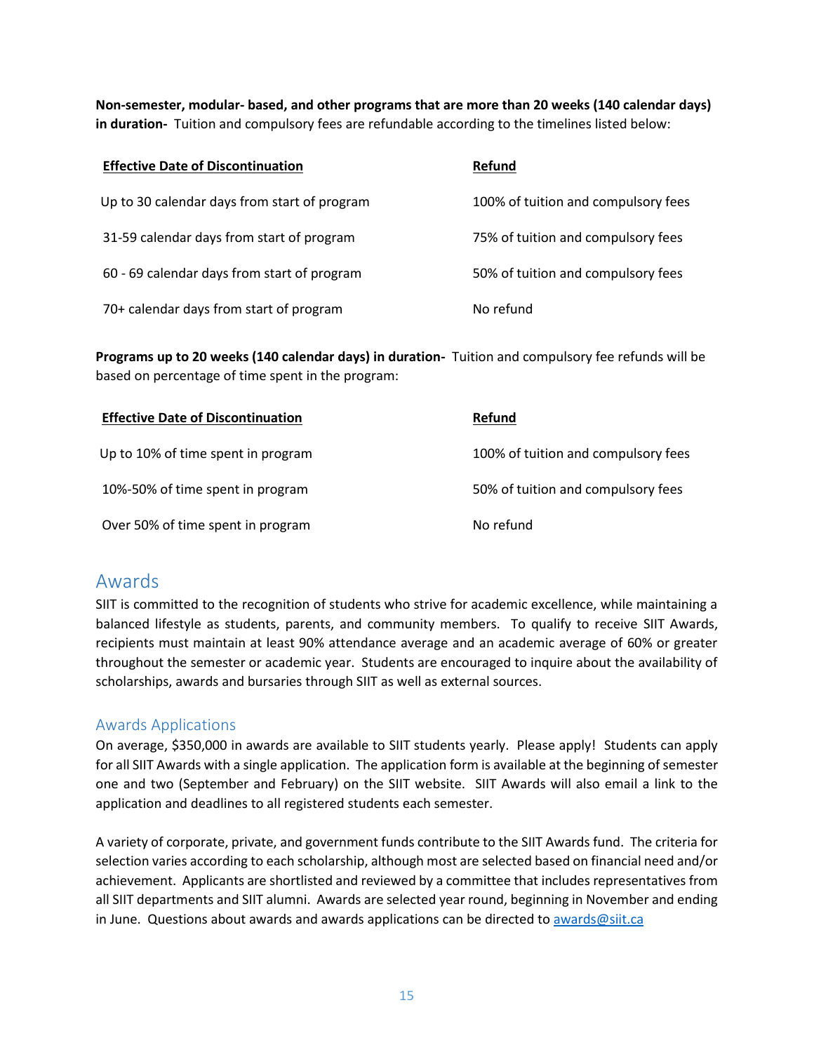**Non-semester, modular- based, and other programs that are more than 20 weeks (140 calendar days) in duration-** Tuition and compulsory fees are refundable according to the timelines listed below:

| Effective Date of Discontinuation | Refund |
| --- | --- |
| Up to 30 calendar days from start of program | 100% of tuition and compulsory fees |
| 31-59 calendar days from start of program | 75% of tuition and compulsory fees |
| 60 - 69 calendar days from start of program | 50% of tuition and compulsory fees |
| 70+ calendar days from start of program | No refund |

**Programs up to 20 weeks (140 calendar days) in duration-** Tuition and compulsory fee refunds will be based on percentage of time spent in the program:

| Effective Date of Discontinuation | Refund |
| --- | --- |
| Up to 10% of time spent in program | 100% of tuition and compulsory fees |
| 10%-50% of time spent in program | 50% of tuition and compulsory fees |
| Over 50% of time spent in program | No refund |

# Awards

SIIT is committed to the recognition of students who strive for academic excellence, while maintaining a balanced lifestyle as students, parents, and community members. To qualify to receive SIIT Awards, recipients must maintain at least 90% attendance average and an academic average of 60% or greater throughout the semester or academic year. Students are encouraged to inquire about the availability of scholarships, awards and bursaries through SIIT as well as external sources.

## Awards Applications

On average, $350,000 in awards are available to SIIT students yearly. Please apply! Students can apply for all SIIT Awards with a single application. The application form is available at the beginning of semester one and two (September and February) on the SIIT website. SIIT Awards will also email a link to the application and deadlines to all registered students each semester.

A variety of corporate, private, and government funds contribute to the SIIT Awards fund. The criteria for selection varies according to each scholarship, although most are selected based on financial need and/or achievement. Applicants are shortlisted and reviewed by a committee that includes representatives from all SIIT departments and SIIT alumni. Awards are selected year round, beginning in November and ending in June. Questions about awards and awards applications can be directed to awards@siit.ca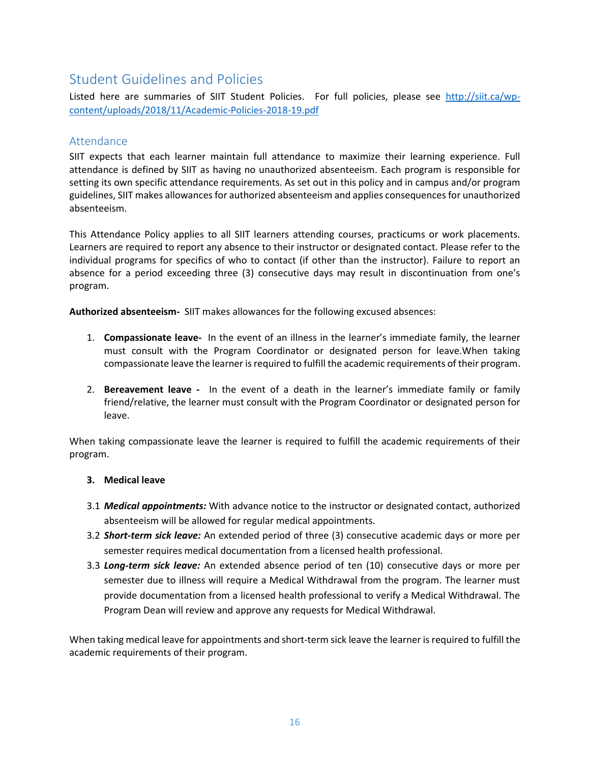## Student Guidelines and Policies

Listed here are summaries of SIIT Student Policies. For full policies, please see [http://siit.ca/wp-content/uploads/2018/11/Academic-Policies-2018-19.pdf](http://siit.ca/wp-content/uploads/2018/11/Academic-Policies-2018-19.pdf)

### Attendance

SIIT expects that each learner maintain full attendance to maximize their learning experience. Full attendance is defined by SIIT as having no unauthorized absenteeism. Each program is responsible for setting its own specific attendance requirements. As set out in this policy and in campus and/or program guidelines, SIIT makes allowances for authorized absenteeism and applies consequences for unauthorized absenteeism.

This Attendance Policy applies to all SIIT learners attending courses, practicums or work placements. Learners are required to report any absence to their instructor or designated contact. Please refer to the individual programs for specifics of who to contact (if other than the instructor). Failure to report an absence for a period exceeding three (3) consecutive days may result in discontinuation from one's program.

**Authorized absenteeism-** SIIT makes allowances for the following excused absences:

1. **Compassionate leave-** In the event of an illness in the learner's immediate family, the learner must consult with the Program Coordinator or designated person for leave.When taking compassionate leave the learner is required to fulfill the academic requirements of their program.

2. **Bereavement leave -** In the event of a death in the learner's immediate family or family friend/relative, the learner must consult with the Program Coordinator or designated person for leave.

When taking compassionate leave the learner is required to fulfill the academic requirements of their program.

3. **Medical leave**

3.1 ***Medical appointments:*** With advance notice to the instructor or designated contact, authorized absenteeism will be allowed for regular medical appointments.

3.2 ***Short-term sick leave:*** An extended period of three (3) consecutive academic days or more per semester requires medical documentation from a licensed health professional.

3.3 ***Long-term sick leave:*** An extended absence period of ten (10) consecutive days or more per semester due to illness will require a Medical Withdrawal from the program. The learner must provide documentation from a licensed health professional to verify a Medical Withdrawal. The Program Dean will review and approve any requests for Medical Withdrawal.

When taking medical leave for appointments and short-term sick leave the learner is required to fulfill the academic requirements of their program.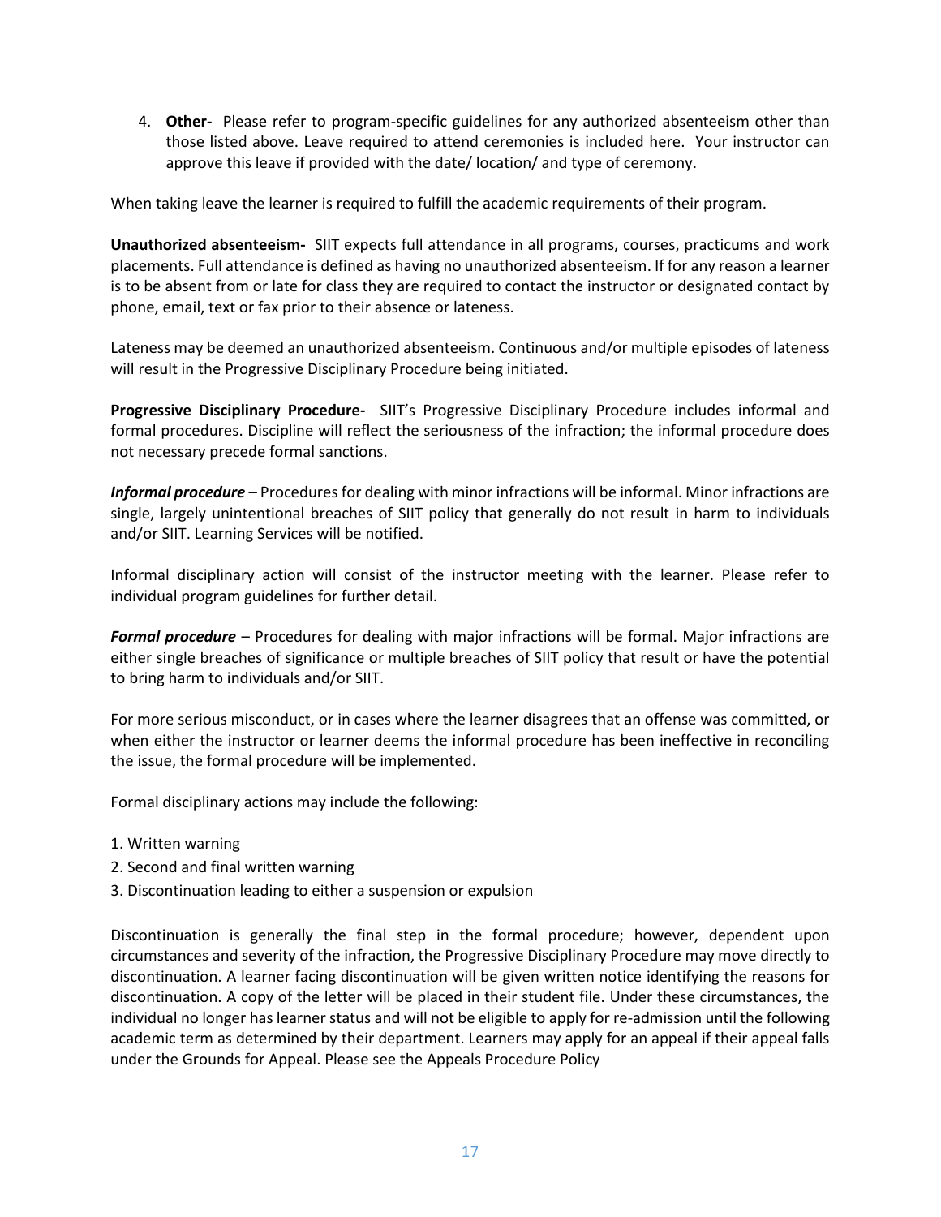4. **Other-** Please refer to program-specific guidelines for any authorized absenteeism other than those listed above. Leave required to attend ceremonies is included here. Your instructor can approve this leave if provided with the date/ location/ and type of ceremony.

When taking leave the learner is required to fulfill the academic requirements of their program.

**Unauthorized absenteeism-** SIIT expects full attendance in all programs, courses, practicums and work placements. Full attendance is defined as having no unauthorized absenteeism. If for any reason a learner is to be absent from or late for class they are required to contact the instructor or designated contact by phone, email, text or fax prior to their absence or lateness.

Lateness may be deemed an unauthorized absenteeism. Continuous and/or multiple episodes of lateness will result in the Progressive Disciplinary Procedure being initiated.

**Progressive Disciplinary Procedure-** SIIT's Progressive Disciplinary Procedure includes informal and formal procedures. Discipline will reflect the seriousness of the infraction; the informal procedure does not necessary precede formal sanctions.

***Informal procedure*** – Procedures for dealing with minor infractions will be informal. Minor infractions are single, largely unintentional breaches of SIIT policy that generally do not result in harm to individuals and/or SIIT. Learning Services will be notified.

Informal disciplinary action will consist of the instructor meeting with the learner. Please refer to individual program guidelines for further detail.

***Formal procedure*** – Procedures for dealing with major infractions will be formal. Major infractions are either single breaches of significance or multiple breaches of SIIT policy that result or have the potential to bring harm to individuals and/or SIIT.

For more serious misconduct, or in cases where the learner disagrees that an offense was committed, or when either the instructor or learner deems the informal procedure has been ineffective in reconciling the issue, the formal procedure will be implemented.

Formal disciplinary actions may include the following:

1. Written warning
2. Second and final written warning
3. Discontinuation leading to either a suspension or expulsion

Discontinuation is generally the final step in the formal procedure; however, dependent upon circumstances and severity of the infraction, the Progressive Disciplinary Procedure may move directly to discontinuation. A learner facing discontinuation will be given written notice identifying the reasons for discontinuation. A copy of the letter will be placed in their student file. Under these circumstances, the individual no longer has learner status and will not be eligible to apply for re-admission until the following academic term as determined by their department. Learners may apply for an appeal if their appeal falls under the Grounds for Appeal. Please see the Appeals Procedure Policy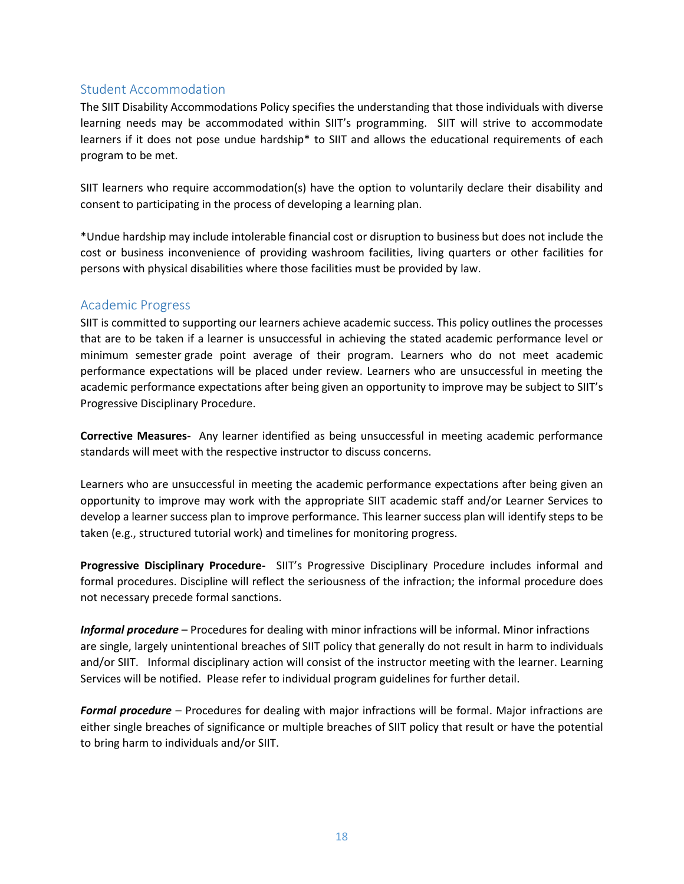## Student Accommodation

The SIIT Disability Accommodations Policy specifies the understanding that those individuals with diverse learning needs may be accommodated within SIIT's programming. SIIT will strive to accommodate learners if it does not pose undue hardship* to SIIT and allows the educational requirements of each program to be met.

SIIT learners who require accommodation(s) have the option to voluntarily declare their disability and consent to participating in the process of developing a learning plan.

*Undue hardship may include intolerable financial cost or disruption to business but does not include the cost or business inconvenience of providing washroom facilities, living quarters or other facilities for persons with physical disabilities where those facilities must be provided by law.

## Academic Progress

SIIT is committed to supporting our learners achieve academic success. This policy outlines the processes that are to be taken if a learner is unsuccessful in achieving the stated academic performance level or minimum semester grade point average of their program. Learners who do not meet academic performance expectations will be placed under review. Learners who are unsuccessful in meeting the academic performance expectations after being given an opportunity to improve may be subject to SIIT's Progressive Disciplinary Procedure.

**Corrective Measures-** Any learner identified as being unsuccessful in meeting academic performance standards will meet with the respective instructor to discuss concerns.

Learners who are unsuccessful in meeting the academic performance expectations after being given an opportunity to improve may work with the appropriate SIIT academic staff and/or Learner Services to develop a learner success plan to improve performance. This learner success plan will identify steps to be taken (e.g., structured tutorial work) and timelines for monitoring progress.

**Progressive Disciplinary Procedure-** SIIT's Progressive Disciplinary Procedure includes informal and formal procedures. Discipline will reflect the seriousness of the infraction; the informal procedure does not necessary precede formal sanctions.

***Informal procedure*** – Procedures for dealing with minor infractions will be informal. Minor infractions are single, largely unintentional breaches of SIIT policy that generally do not result in harm to individuals and/or SIIT. Informal disciplinary action will consist of the instructor meeting with the learner. Learning Services will be notified. Please refer to individual program guidelines for further detail.

***Formal procedure*** – Procedures for dealing with major infractions will be formal. Major infractions are either single breaches of significance or multiple breaches of SIIT policy that result or have the potential to bring harm to individuals and/or SIIT.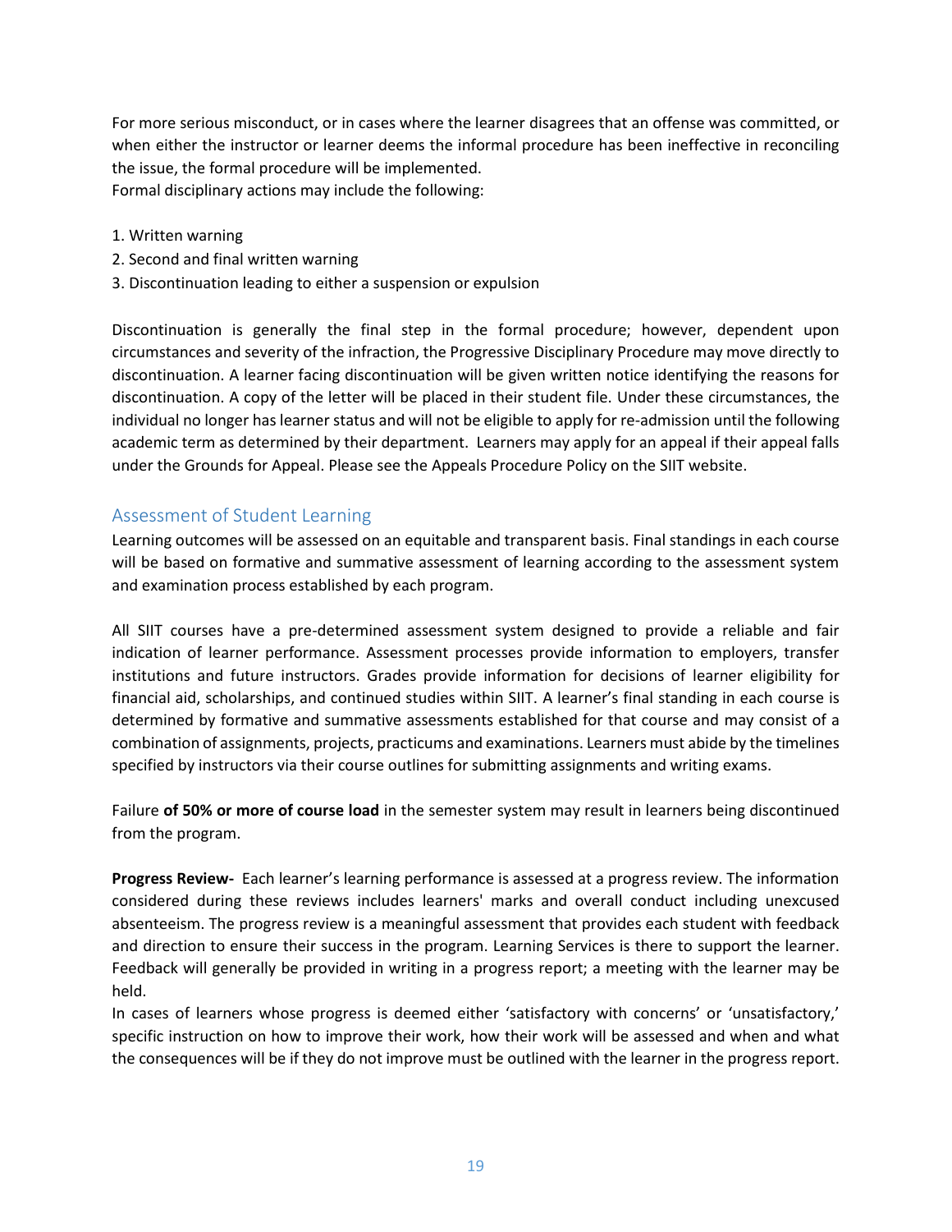For more serious misconduct, or in cases where the learner disagrees that an offense was committed, or when either the instructor or learner deems the informal procedure has been ineffective in reconciling the issue, the formal procedure will be implemented.
Formal disciplinary actions may include the following:

1. Written warning
2. Second and final written warning
3. Discontinuation leading to either a suspension or expulsion

Discontinuation is generally the final step in the formal procedure; however, dependent upon circumstances and severity of the infraction, the Progressive Disciplinary Procedure may move directly to discontinuation. A learner facing discontinuation will be given written notice identifying the reasons for discontinuation. A copy of the letter will be placed in their student file. Under these circumstances, the individual no longer has learner status and will not be eligible to apply for re-admission until the following academic term as determined by their department. Learners may apply for an appeal if their appeal falls under the Grounds for Appeal. Please see the Appeals Procedure Policy on the SIIT website.

## Assessment of Student Learning

Learning outcomes will be assessed on an equitable and transparent basis. Final standings in each course will be based on formative and summative assessment of learning according to the assessment system and examination process established by each program.

All SIIT courses have a pre-determined assessment system designed to provide a reliable and fair indication of learner performance. Assessment processes provide information to employers, transfer institutions and future instructors. Grades provide information for decisions of learner eligibility for financial aid, scholarships, and continued studies within SIIT. A learner's final standing in each course is determined by formative and summative assessments established for that course and may consist of a combination of assignments, projects, practicums and examinations. Learners must abide by the timelines specified by instructors via their course outlines for submitting assignments and writing exams.

Failure **of 50% or more of course load** in the semester system may result in learners being discontinued from the program.

**Progress Review-** Each learner's learning performance is assessed at a progress review. The information considered during these reviews includes learners' marks and overall conduct including unexcused absenteeism. The progress review is a meaningful assessment that provides each student with feedback and direction to ensure their success in the program. Learning Services is there to support the learner. Feedback will generally be provided in writing in a progress report; a meeting with the learner may be held.
In cases of learners whose progress is deemed either 'satisfactory with concerns' or 'unsatisfactory,' specific instruction on how to improve their work, how their work will be assessed and when and what the consequences will be if they do not improve must be outlined with the learner in the progress report.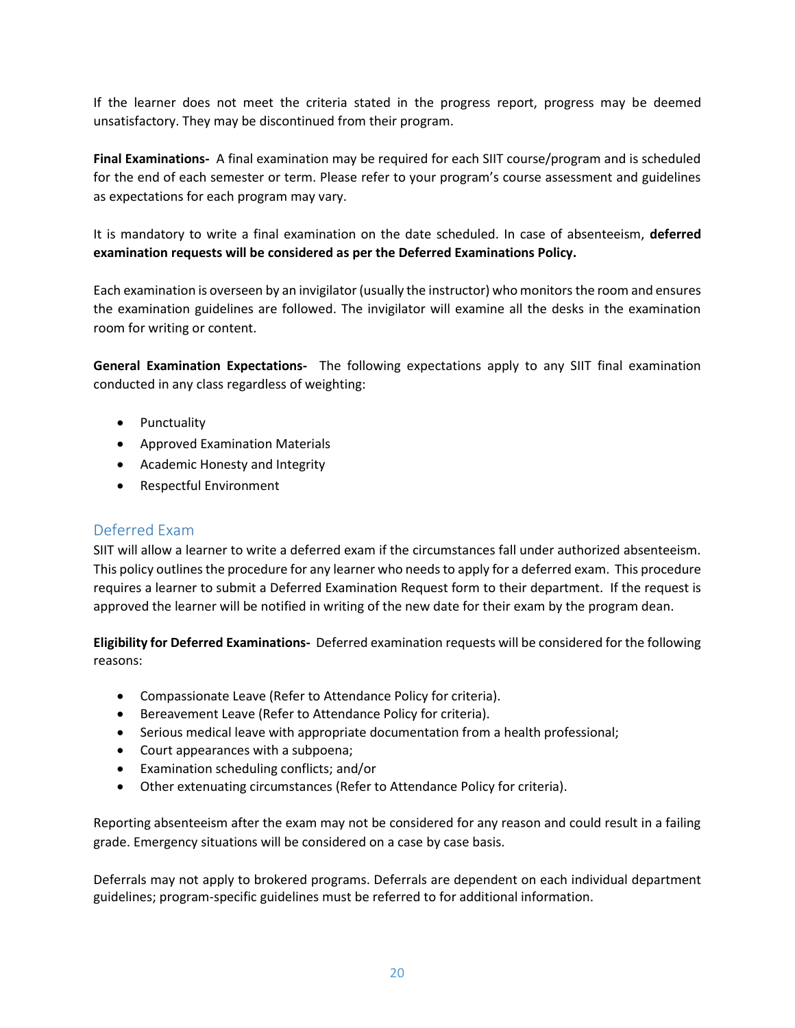If the learner does not meet the criteria stated in the progress report, progress may be deemed unsatisfactory. They may be discontinued from their program.

**Final Examinations-** A final examination may be required for each SIIT course/program and is scheduled for the end of each semester or term. Please refer to your program's course assessment and guidelines as expectations for each program may vary.

It is mandatory to write a final examination on the date scheduled. In case of absenteeism, **deferred examination requests will be considered as per the Deferred Examinations Policy.**

Each examination is overseen by an invigilator (usually the instructor) who monitors the room and ensures the examination guidelines are followed. The invigilator will examine all the desks in the examination room for writing or content.

**General Examination Expectations-** The following expectations apply to any SIIT final examination conducted in any class regardless of weighting:

- Punctuality
- Approved Examination Materials
- Academic Honesty and Integrity
- Respectful Environment

## Deferred Exam

SIIT will allow a learner to write a deferred exam if the circumstances fall under authorized absenteeism. This policy outlines the procedure for any learner who needs to apply for a deferred exam. This procedure requires a learner to submit a Deferred Examination Request form to their department. If the request is approved the learner will be notified in writing of the new date for their exam by the program dean.

**Eligibility for Deferred Examinations-** Deferred examination requests will be considered for the following reasons:

- Compassionate Leave (Refer to Attendance Policy for criteria).
- Bereavement Leave (Refer to Attendance Policy for criteria).
- Serious medical leave with appropriate documentation from a health professional;
- Court appearances with a subpoena;
- Examination scheduling conflicts; and/or
- Other extenuating circumstances (Refer to Attendance Policy for criteria).

Reporting absenteeism after the exam may not be considered for any reason and could result in a failing grade. Emergency situations will be considered on a case by case basis.

Deferrals may not apply to brokered programs. Deferrals are dependent on each individual department guidelines; program-specific guidelines must be referred to for additional information.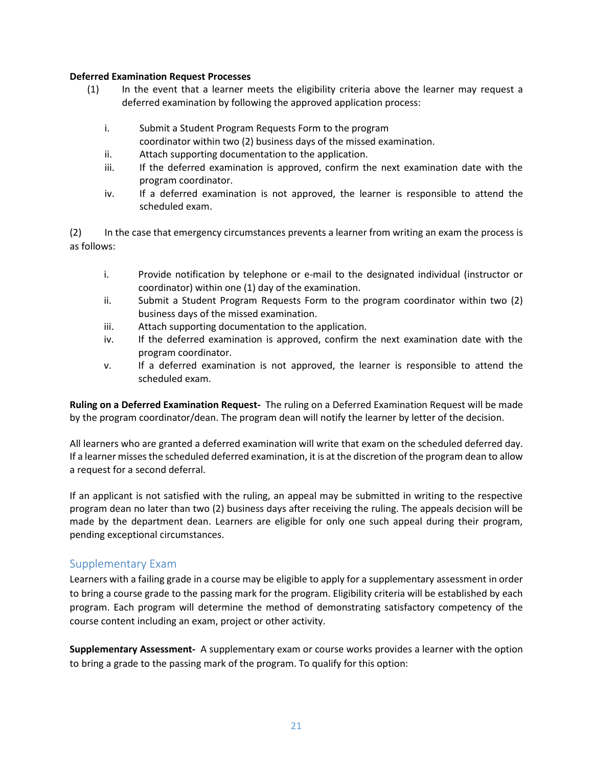**Deferred Examination Request Processes**

(1) In the event that a learner meets the eligibility criteria above the learner may request a deferred examination by following the approved application process:

   i. Submit a Student Program Requests Form to the program coordinator within two (2) business days of the missed examination.
   ii. Attach supporting documentation to the application.
   iii. If the deferred examination is approved, confirm the next examination date with the program coordinator.
   iv. If a deferred examination is not approved, the learner is responsible to attend the scheduled exam.

(2) In the case that emergency circumstances prevents a learner from writing an exam the process is as follows:

   i. Provide notification by telephone or e-mail to the designated individual (instructor or coordinator) within one (1) day of the examination.
   ii. Submit a Student Program Requests Form to the program coordinator within two (2) business days of the missed examination.
   iii. Attach supporting documentation to the application.
   iv. If the deferred examination is approved, confirm the next examination date with the program coordinator.
   v. If a deferred examination is not approved, the learner is responsible to attend the scheduled exam.

**Ruling on a Deferred Examination Request-** The ruling on a Deferred Examination Request will be made by the program coordinator/dean. The program dean will notify the learner by letter of the decision.

All learners who are granted a deferred examination will write that exam on the scheduled deferred day. If a learner misses the scheduled deferred examination, it is at the discretion of the program dean to allow a request for a second deferral.

If an applicant is not satisfied with the ruling, an appeal may be submitted in writing to the respective program dean no later than two (2) business days after receiving the ruling. The appeals decision will be made by the department dean. Learners are eligible for only one such appeal during their program, pending exceptional circumstances.

## Supplementary Exam

Learners with a failing grade in a course may be eligible to apply for a supplementary assessment in order to bring a course grade to the passing mark for the program. Eligibility criteria will be established by each program. Each program will determine the method of demonstrating satisfactory competency of the course content including an exam, project or other activity.

**Supplementary Assessment-** A supplementary exam or course works provides a learner with the option to bring a grade to the passing mark of the program. To qualify for this option: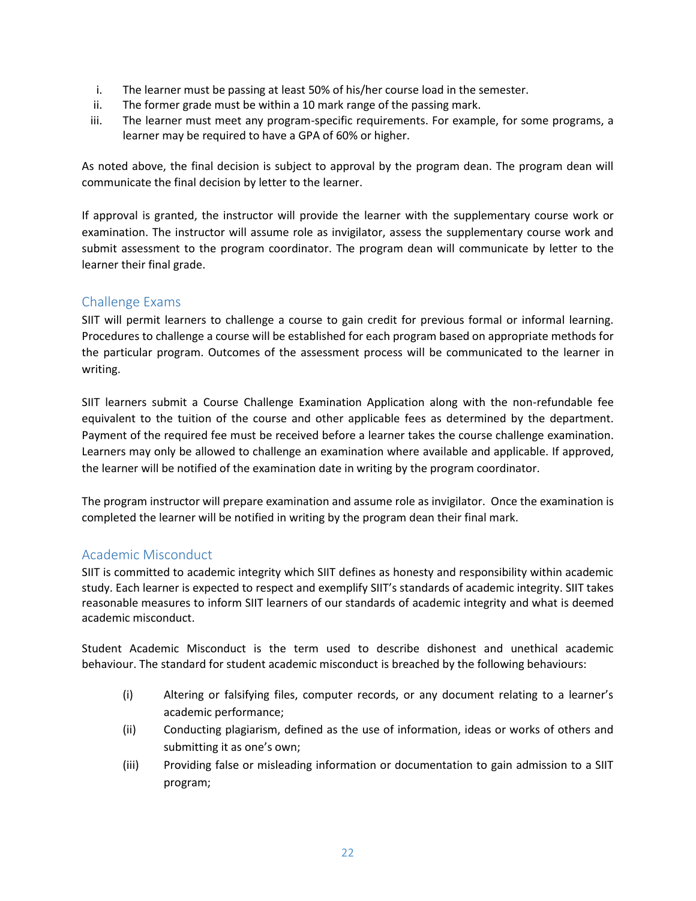i. The learner must be passing at least 50% of his/her course load in the semester.
ii. The former grade must be within a 10 mark range of the passing mark.
iii. The learner must meet any program-specific requirements. For example, for some programs, a learner may be required to have a GPA of 60% or higher.

As noted above, the final decision is subject to approval by the program dean. The program dean will communicate the final decision by letter to the learner.

If approval is granted, the instructor will provide the learner with the supplementary course work or examination. The instructor will assume role as invigilator, assess the supplementary course work and submit assessment to the program coordinator. The program dean will communicate by letter to the learner their final grade.

## Challenge Exams

SIIT will permit learners to challenge a course to gain credit for previous formal or informal learning. Procedures to challenge a course will be established for each program based on appropriate methods for the particular program. Outcomes of the assessment process will be communicated to the learner in writing.

SIIT learners submit a Course Challenge Examination Application along with the non-refundable fee equivalent to the tuition of the course and other applicable fees as determined by the department. Payment of the required fee must be received before a learner takes the course challenge examination. Learners may only be allowed to challenge an examination where available and applicable. If approved, the learner will be notified of the examination date in writing by the program coordinator.

The program instructor will prepare examination and assume role as invigilator. Once the examination is completed the learner will be notified in writing by the program dean their final mark.

## Academic Misconduct

SIIT is committed to academic integrity which SIIT defines as honesty and responsibility within academic study. Each learner is expected to respect and exemplify SIIT's standards of academic integrity. SIIT takes reasonable measures to inform SIIT learners of our standards of academic integrity and what is deemed academic misconduct.

Student Academic Misconduct is the term used to describe dishonest and unethical academic behaviour. The standard for student academic misconduct is breached by the following behaviours:

(i) Altering or falsifying files, computer records, or any document relating to a learner's academic performance;

(ii) Conducting plagiarism, defined as the use of information, ideas or works of others and submitting it as one's own;

(iii) Providing false or misleading information or documentation to gain admission to a SIIT program;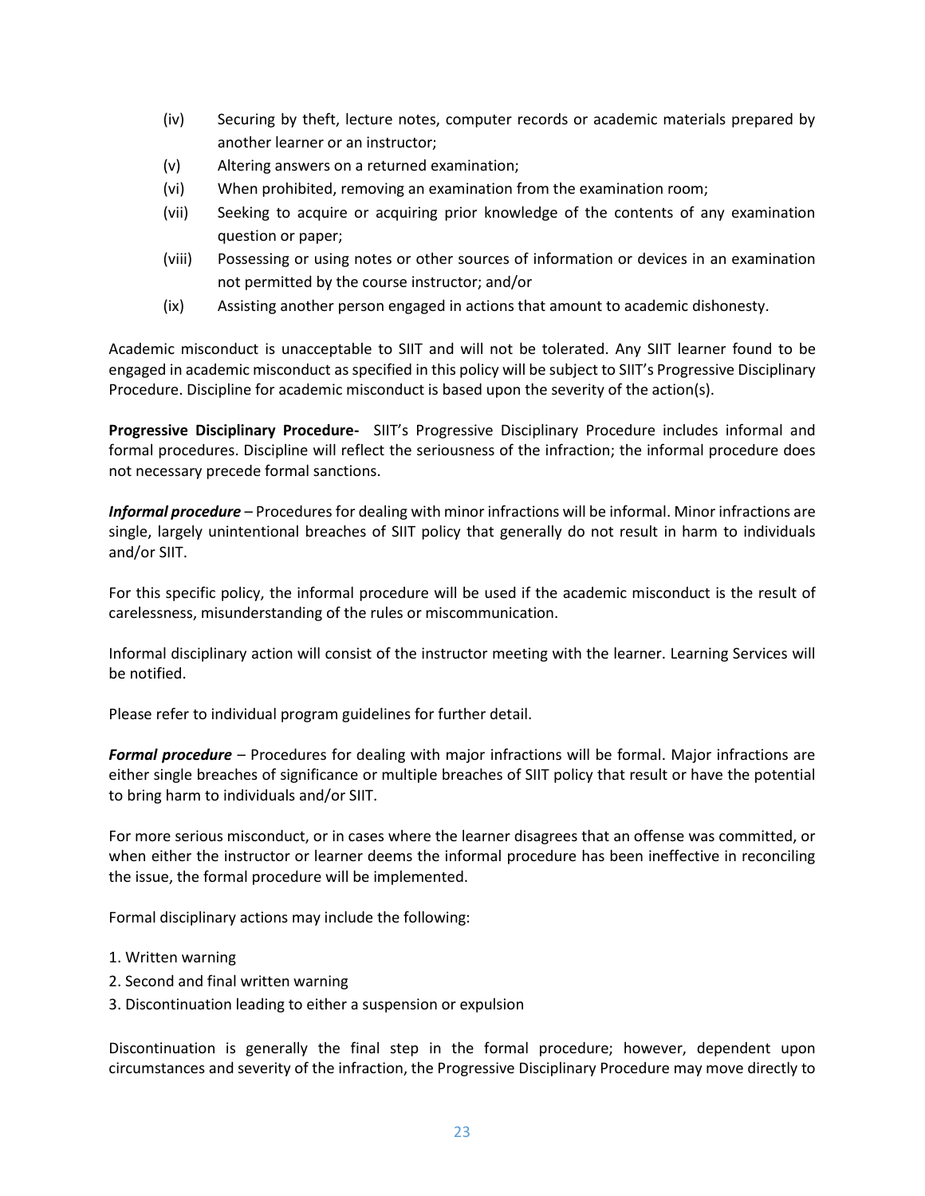(iv) Securing by theft, lecture notes, computer records or academic materials prepared by another learner or an instructor;

(v) Altering answers on a returned examination;

(vi) When prohibited, removing an examination from the examination room;

(vii) Seeking to acquire or acquiring prior knowledge of the contents of any examination question or paper;

(viii) Possessing or using notes or other sources of information or devices in an examination not permitted by the course instructor; and/or

(ix) Assisting another person engaged in actions that amount to academic dishonesty.

Academic misconduct is unacceptable to SIIT and will not be tolerated. Any SIIT learner found to be engaged in academic misconduct as specified in this policy will be subject to SIIT's Progressive Disciplinary Procedure. Discipline for academic misconduct is based upon the severity of the action(s).

**Progressive Disciplinary Procedure-** SIIT's Progressive Disciplinary Procedure includes informal and formal procedures. Discipline will reflect the seriousness of the infraction; the informal procedure does not necessary precede formal sanctions.

***Informal procedure*** – Procedures for dealing with minor infractions will be informal. Minor infractions are single, largely unintentional breaches of SIIT policy that generally do not result in harm to individuals and/or SIIT.

For this specific policy, the informal procedure will be used if the academic misconduct is the result of carelessness, misunderstanding of the rules or miscommunication.

Informal disciplinary action will consist of the instructor meeting with the learner. Learning Services will be notified.

Please refer to individual program guidelines for further detail.

***Formal procedure*** – Procedures for dealing with major infractions will be formal. Major infractions are either single breaches of significance or multiple breaches of SIIT policy that result or have the potential to bring harm to individuals and/or SIIT.

For more serious misconduct, or in cases where the learner disagrees that an offense was committed, or when either the instructor or learner deems the informal procedure has been ineffective in reconciling the issue, the formal procedure will be implemented.

Formal disciplinary actions may include the following:

1. Written warning
2. Second and final written warning
3. Discontinuation leading to either a suspension or expulsion

Discontinuation is generally the final step in the formal procedure; however, dependent upon circumstances and severity of the infraction, the Progressive Disciplinary Procedure may move directly to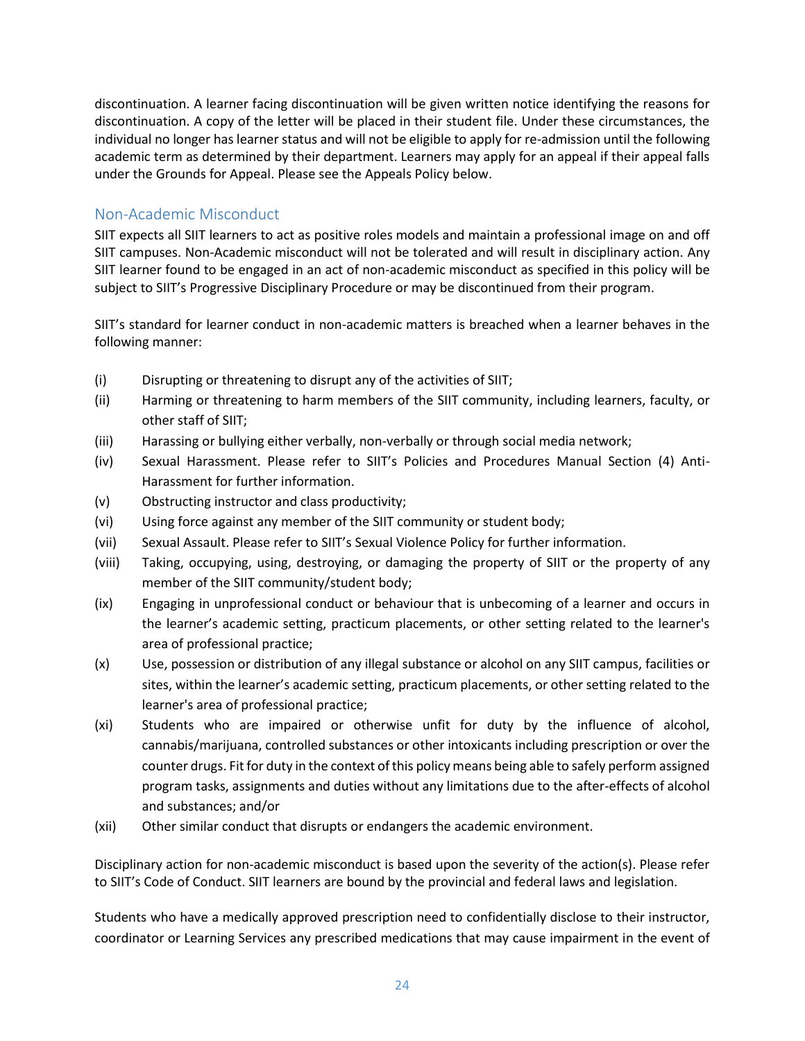discontinuation. A learner facing discontinuation will be given written notice identifying the reasons for discontinuation. A copy of the letter will be placed in their student file. Under these circumstances, the individual no longer has learner status and will not be eligible to apply for re-admission until the following academic term as determined by their department. Learners may apply for an appeal if their appeal falls under the Grounds for Appeal. Please see the Appeals Policy below.

## Non-Academic Misconduct

SIIT expects all SIIT learners to act as positive roles models and maintain a professional image on and off SIIT campuses. Non-Academic misconduct will not be tolerated and will result in disciplinary action. Any SIIT learner found to be engaged in an act of non-academic misconduct as specified in this policy will be subject to SIIT's Progressive Disciplinary Procedure or may be discontinued from their program.

SIIT's standard for learner conduct in non-academic matters is breached when a learner behaves in the following manner:

(i) Disrupting or threatening to disrupt any of the activities of SIIT;

(ii) Harming or threatening to harm members of the SIIT community, including learners, faculty, or other staff of SIIT;

(iii) Harassing or bullying either verbally, non-verbally or through social media network;

(iv) Sexual Harassment. Please refer to SIIT's Policies and Procedures Manual Section (4) Anti-Harassment for further information.

(v) Obstructing instructor and class productivity;

(vi) Using force against any member of the SIIT community or student body;

(vii) Sexual Assault. Please refer to SIIT's Sexual Violence Policy for further information.

(viii) Taking, occupying, using, destroying, or damaging the property of SIIT or the property of any member of the SIIT community/student body;

(ix) Engaging in unprofessional conduct or behaviour that is unbecoming of a learner and occurs in the learner's academic setting, practicum placements, or other setting related to the learner's area of professional practice;

(x) Use, possession or distribution of any illegal substance or alcohol on any SIIT campus, facilities or sites, within the learner's academic setting, practicum placements, or other setting related to the learner's area of professional practice;

(xi) Students who are impaired or otherwise unfit for duty by the influence of alcohol, cannabis/marijuana, controlled substances or other intoxicants including prescription or over the counter drugs. Fit for duty in the context of this policy means being able to safely perform assigned program tasks, assignments and duties without any limitations due to the after-effects of alcohol and substances; and/or

(xii) Other similar conduct that disrupts or endangers the academic environment.

Disciplinary action for non-academic misconduct is based upon the severity of the action(s). Please refer to SIIT's Code of Conduct. SIIT learners are bound by the provincial and federal laws and legislation.

Students who have a medically approved prescription need to confidentially disclose to their instructor, coordinator or Learning Services any prescribed medications that may cause impairment in the event of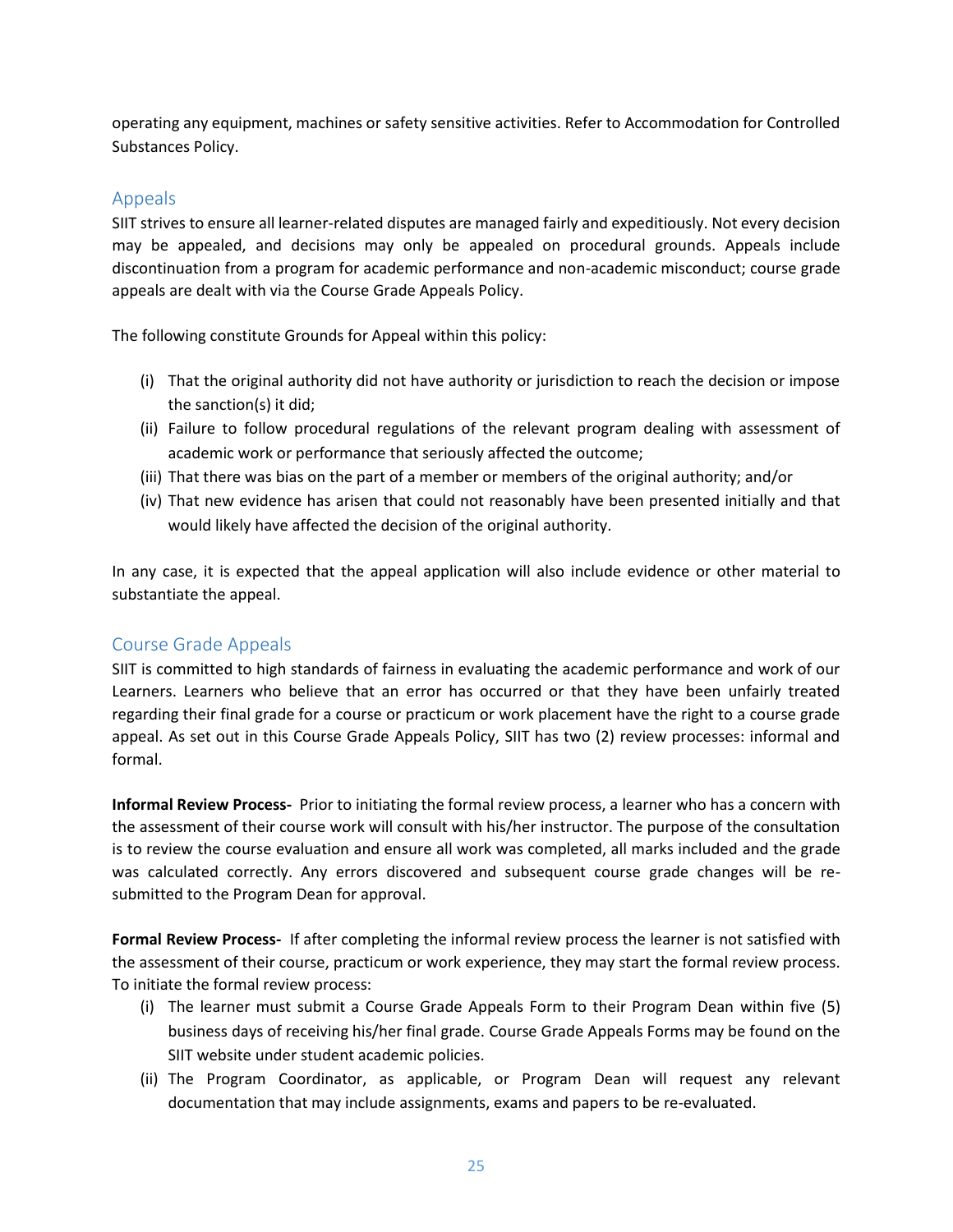operating any equipment, machines or safety sensitive activities. Refer to Accommodation for Controlled Substances Policy.

## Appeals

SIIT strives to ensure all learner-related disputes are managed fairly and expeditiously. Not every decision may be appealed, and decisions may only be appealed on procedural grounds. Appeals include discontinuation from a program for academic performance and non-academic misconduct; course grade appeals are dealt with via the Course Grade Appeals Policy.

The following constitute Grounds for Appeal within this policy:

(i) That the original authority did not have authority or jurisdiction to reach the decision or impose the sanction(s) it did;
(ii) Failure to follow procedural regulations of the relevant program dealing with assessment of academic work or performance that seriously affected the outcome;
(iii) That there was bias on the part of a member or members of the original authority; and/or
(iv) That new evidence has arisen that could not reasonably have been presented initially and that would likely have affected the decision of the original authority.

In any case, it is expected that the appeal application will also include evidence or other material to substantiate the appeal.

## Course Grade Appeals

SIIT is committed to high standards of fairness in evaluating the academic performance and work of our Learners. Learners who believe that an error has occurred or that they have been unfairly treated regarding their final grade for a course or practicum or work placement have the right to a course grade appeal. As set out in this Course Grade Appeals Policy, SIIT has two (2) review processes: informal and formal.

**Informal Review Process-** Prior to initiating the formal review process, a learner who has a concern with the assessment of their course work will consult with his/her instructor. The purpose of the consultation is to review the course evaluation and ensure all work was completed, all marks included and the grade was calculated correctly. Any errors discovered and subsequent course grade changes will be re-submitted to the Program Dean for approval.

**Formal Review Process-** If after completing the informal review process the learner is not satisfied with the assessment of their course, practicum or work experience, they may start the formal review process. To initiate the formal review process:

(i) The learner must submit a Course Grade Appeals Form to their Program Dean within five (5) business days of receiving his/her final grade. Course Grade Appeals Forms may be found on the SIIT website under student academic policies.
(ii) The Program Coordinator, as applicable, or Program Dean will request any relevant documentation that may include assignments, exams and papers to be re-evaluated.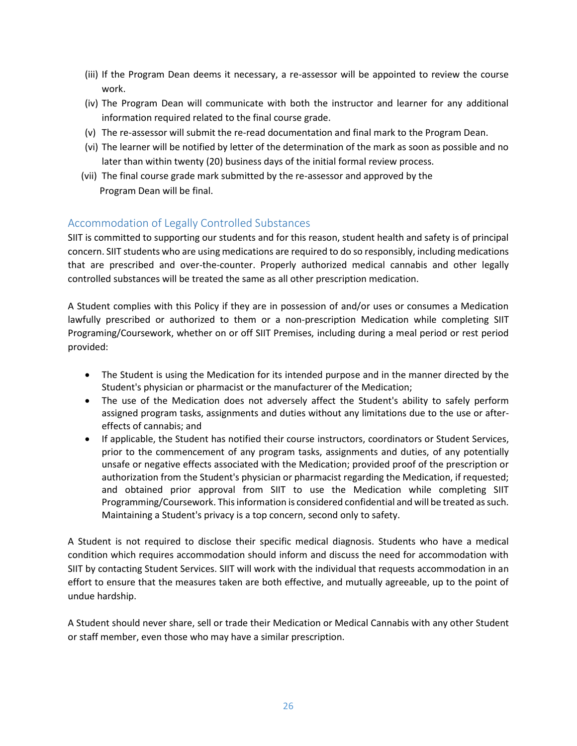(iii) If the Program Dean deems it necessary, a re-assessor will be appointed to review the course work.

(iv) The Program Dean will communicate with both the instructor and learner for any additional information required related to the final course grade.

(v) The re-assessor will submit the re-read documentation and final mark to the Program Dean.

(vi) The learner will be notified by letter of the determination of the mark as soon as possible and no later than within twenty (20) business days of the initial formal review process.

(vii) The final course grade mark submitted by the re-assessor and approved by the Program Dean will be final.

## Accommodation of Legally Controlled Substances

SIIT is committed to supporting our students and for this reason, student health and safety is of principal concern. SIIT students who are using medications are required to do so responsibly, including medications that are prescribed and over-the-counter. Properly authorized medical cannabis and other legally controlled substances will be treated the same as all other prescription medication.

A Student complies with this Policy if they are in possession of and/or uses or consumes a Medication lawfully prescribed or authorized to them or a non-prescription Medication while completing SIIT Programing/Coursework, whether on or off SIIT Premises, including during a meal period or rest period provided:

- The Student is using the Medication for its intended purpose and in the manner directed by the Student's physician or pharmacist or the manufacturer of the Medication;
- The use of the Medication does not adversely affect the Student's ability to safely perform assigned program tasks, assignments and duties without any limitations due to the use or after-effects of cannabis; and
- If applicable, the Student has notified their course instructors, coordinators or Student Services, prior to the commencement of any program tasks, assignments and duties, of any potentially unsafe or negative effects associated with the Medication; provided proof of the prescription or authorization from the Student's physician or pharmacist regarding the Medication, if requested; and obtained prior approval from SIIT to use the Medication while completing SIIT Programming/Coursework. This information is considered confidential and will be treated as such. Maintaining a Student's privacy is a top concern, second only to safety.

A Student is not required to disclose their specific medical diagnosis. Students who have a medical condition which requires accommodation should inform and discuss the need for accommodation with SIIT by contacting Student Services. SIIT will work with the individual that requests accommodation in an effort to ensure that the measures taken are both effective, and mutually agreeable, up to the point of undue hardship.

A Student should never share, sell or trade their Medication or Medical Cannabis with any other Student or staff member, even those who may have a similar prescription.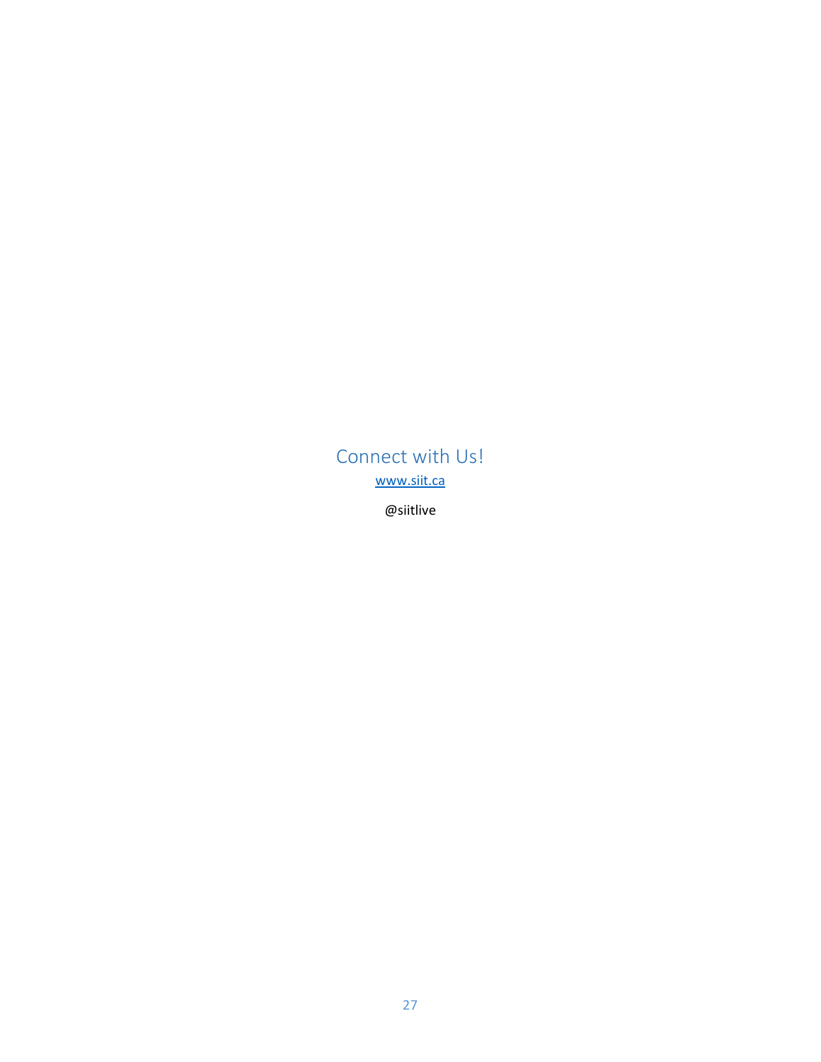## Connect with Us!

[www.siit.ca](http://www.siit.ca)

@siitlive